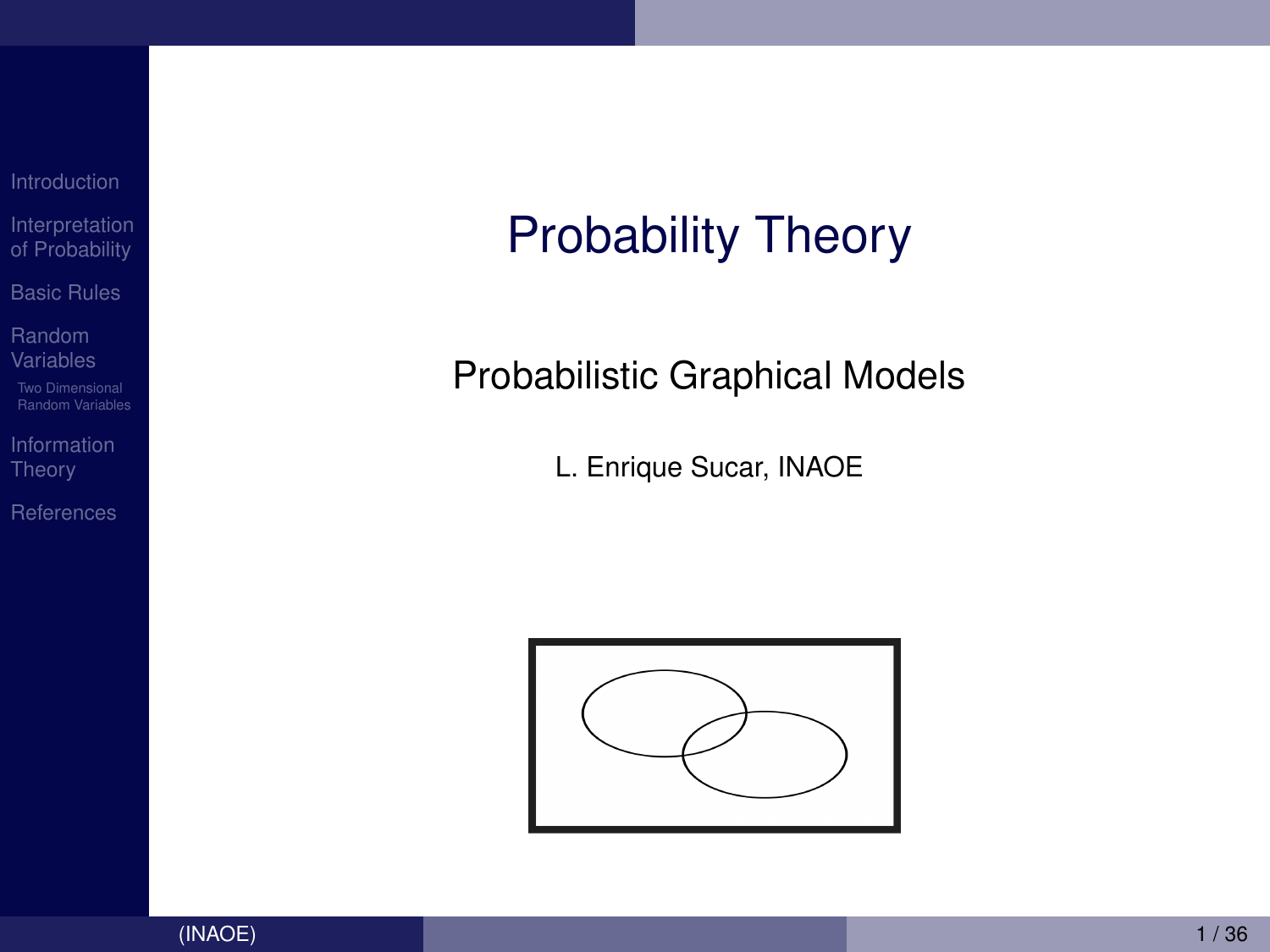# Probability Theory

## Probabilistic Graphical Models

L. Enrique Sucar, INAOE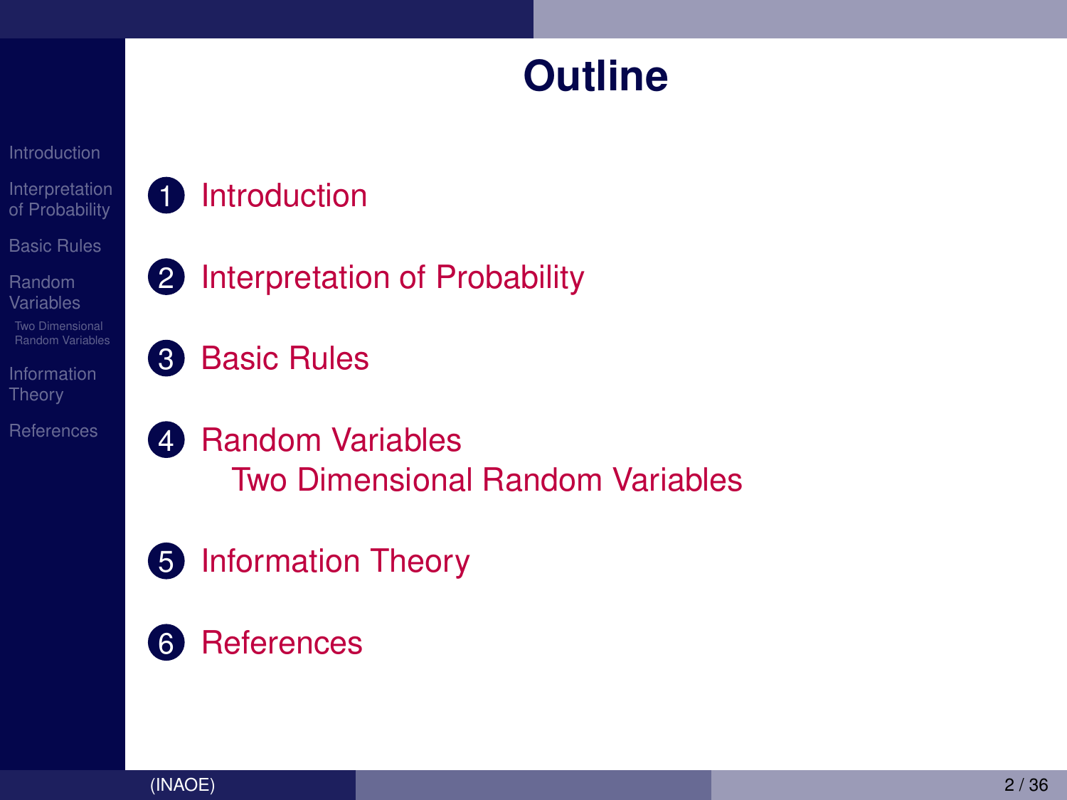# Outline

1. Introduction
2. Interpretation of Probability
3. Basic Rules
4. Random Variables
   - Two Dimensional Random Variables
5. Information Theory
6. References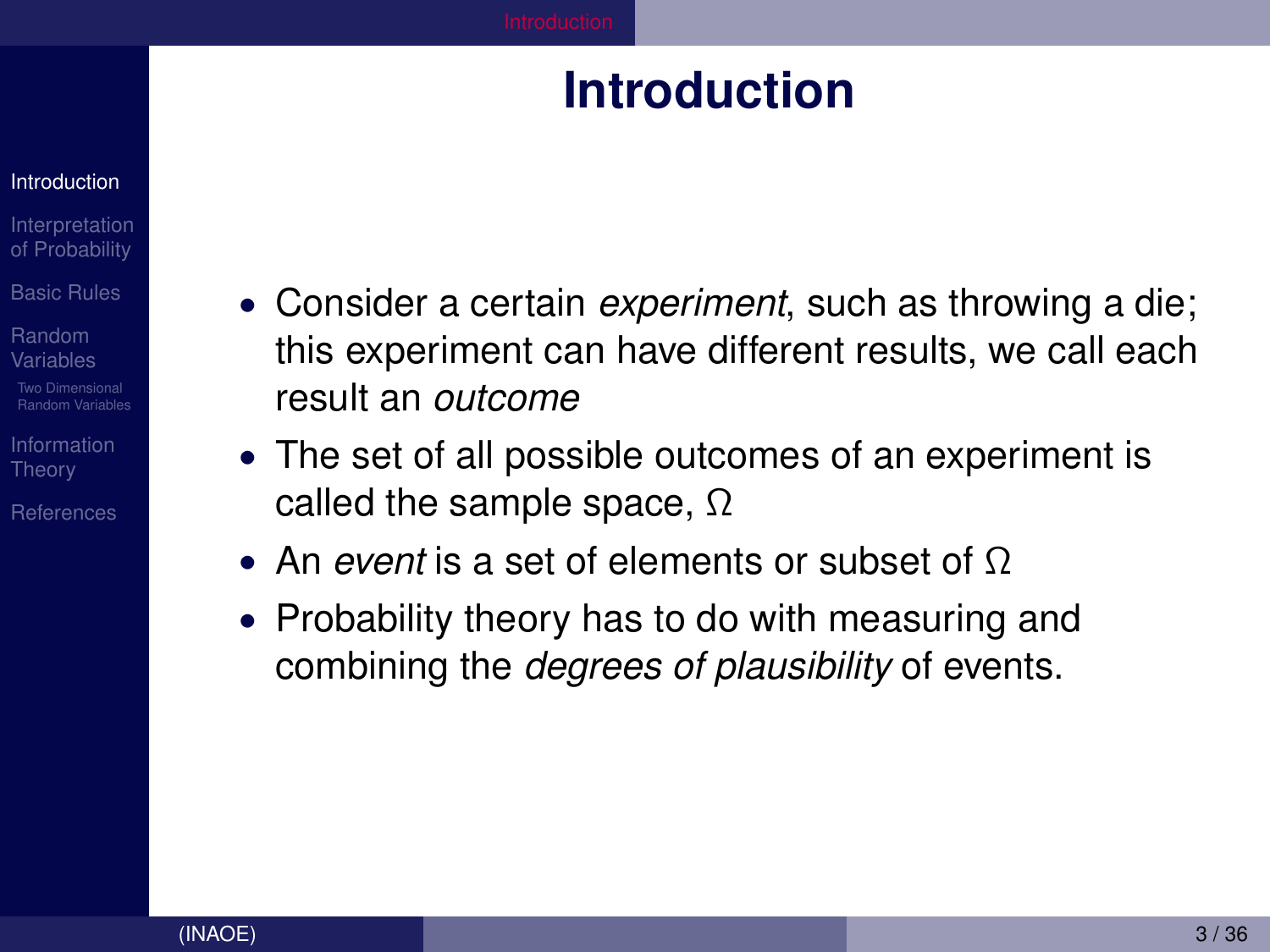# Introduction

- Consider a certain *experiment*, such as throwing a die; this experiment can have different results, we call each result an *outcome*
- The set of all possible outcomes of an experiment is called the sample space, $\Omega$
- An *event* is a set of elements or subset of $\Omega$
- Probability theory has to do with measuring and combining the *degrees of plausibility* of events.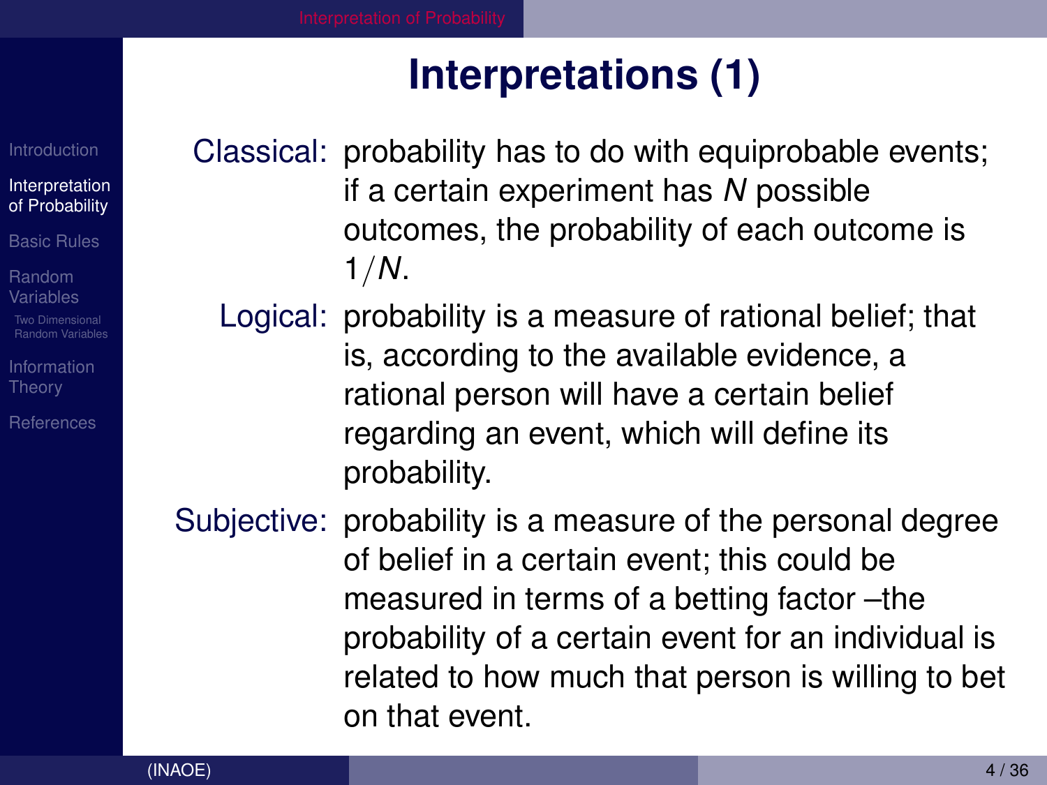# Interpretations (1)

**Classical:** probability has to do with equiprobable events; if a certain experiment has $N$ possible outcomes, the probability of each outcome is $1/N$.

**Logical:** probability is a measure of rational belief; that is, according to the available evidence, a rational person will have a certain belief regarding an event, which will define its probability.

**Subjective:** probability is a measure of the personal degree of belief in a certain event; this could be measured in terms of a betting factor –the probability of a certain event for an individual is related to how much that person is willing to bet on that event.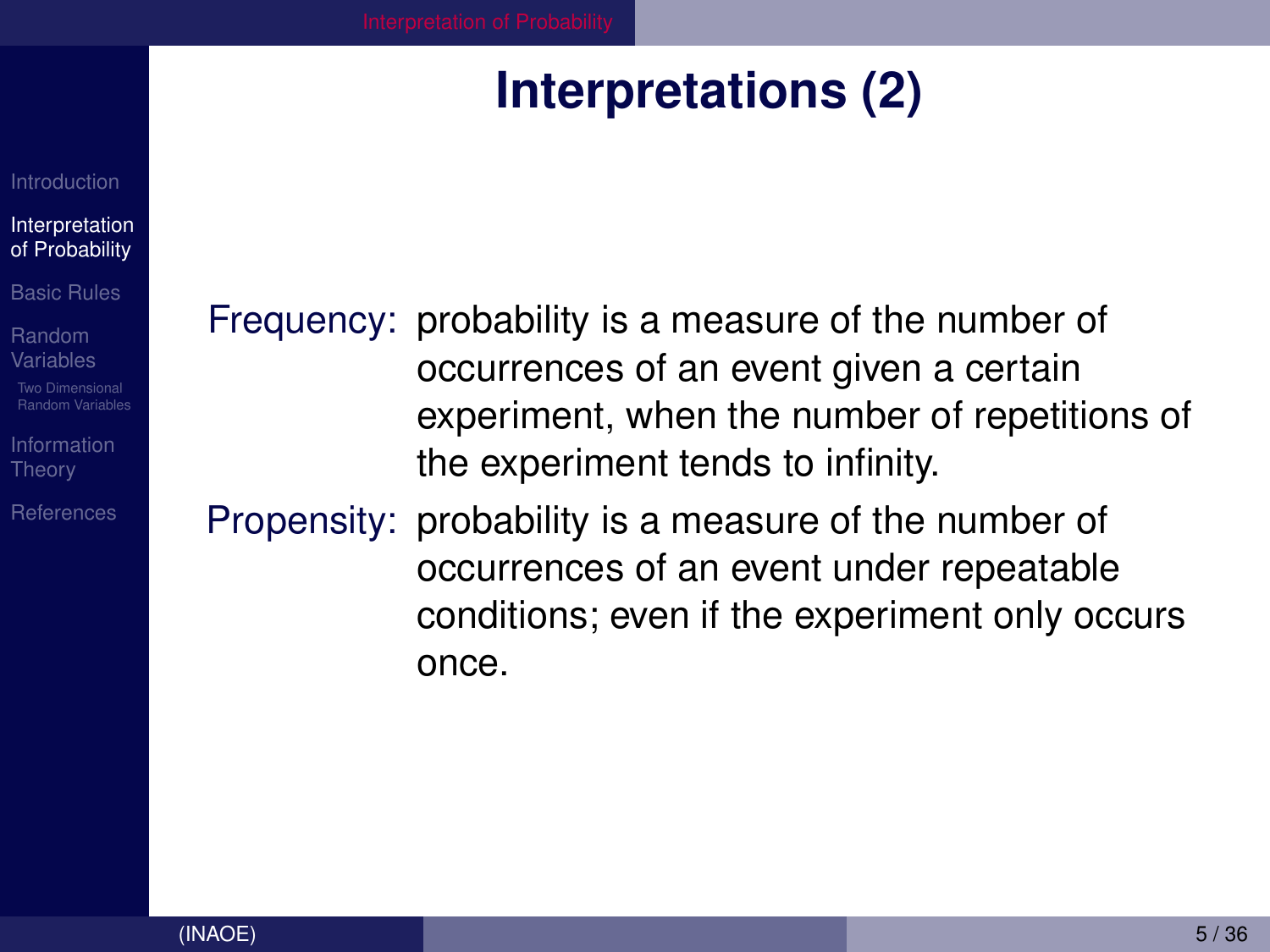# Interpretations (2)

Frequency: probability is a measure of the number of occurrences of an event given a certain experiment, when the number of repetitions of the experiment tends to infinity.

Propensity: probability is a measure of the number of occurrences of an event under repeatable conditions; even if the experiment only occurs once.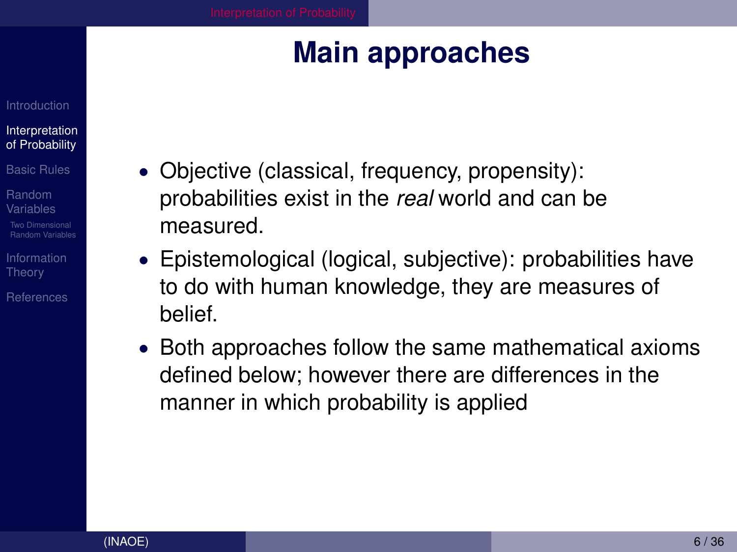# Main approaches

- Objective (classical, frequency, propensity): probabilities exist in the *real* world and can be measured.
- Epistemological (logical, subjective): probabilities have to do with human knowledge, they are measures of belief.
- Both approaches follow the same mathematical axioms defined below; however there are differences in the manner in which probability is applied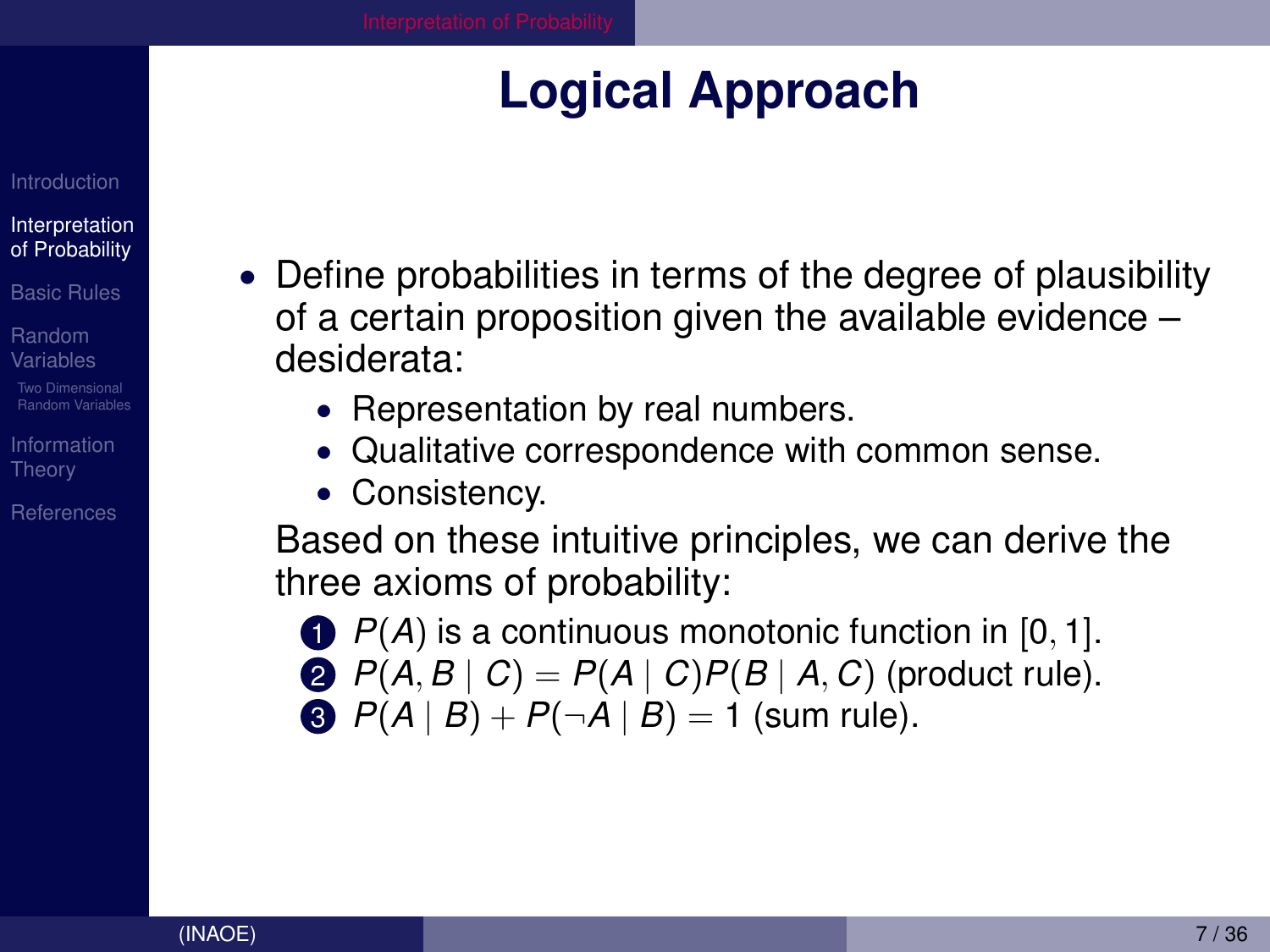# Logical Approach

- Define probabilities in terms of the degree of plausibility of a certain proposition given the available evidence – desiderata:
  - Representation by real numbers.
  - Qualitative correspondence with common sense.
  - Consistency.

  Based on these intuitive principles, we can derive the three axioms of probability:

  1. $P(A)$ is a continuous monotonic function in $[0, 1]$.
  2. $P(A, B \mid C) = P(A \mid C)P(B \mid A, C)$ (product rule).
  3. $P(A \mid B) + P(\neg A \mid B) = 1$ (sum rule).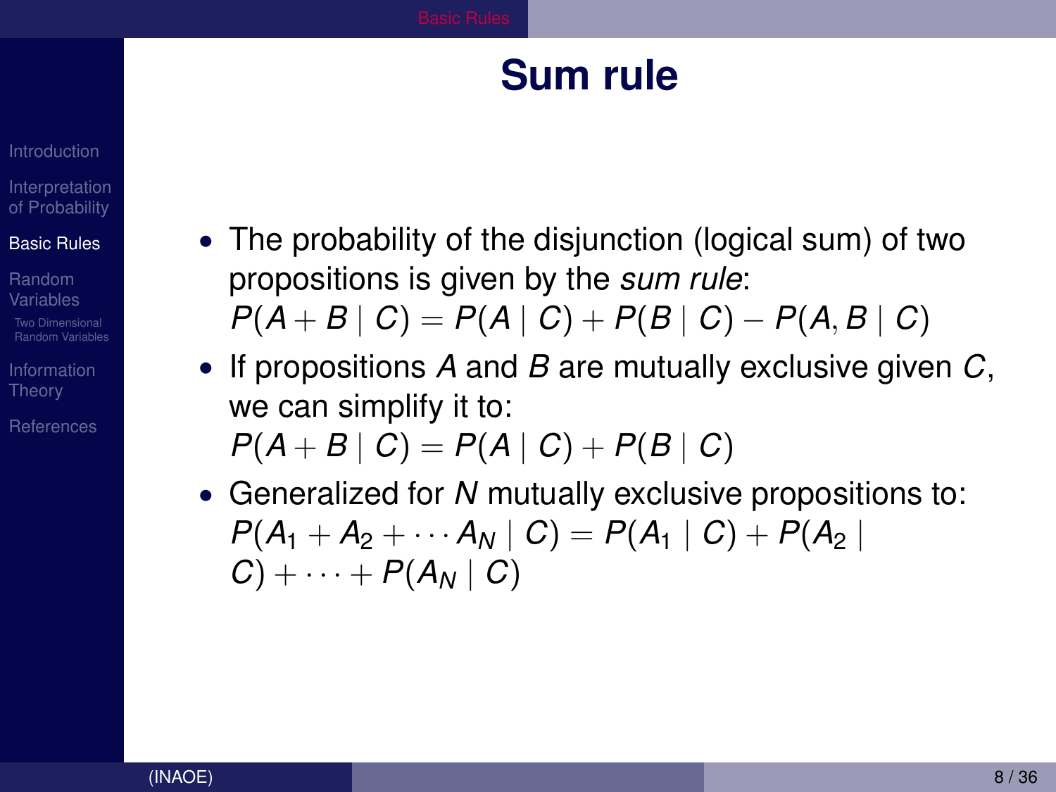# Sum rule

- The probability of the disjunction (logical sum) of two propositions is given by the *sum rule*:
  $P(A + B \mid C) = P(A \mid C) + P(B \mid C) - P(A, B \mid C)$
- If propositions $A$ and $B$ are mutually exclusive given $C$, we can simplify it to:
  $P(A + B \mid C) = P(A \mid C) + P(B \mid C)$
- Generalized for $N$ mutually exclusive propositions to:
  $P(A_1 + A_2 + \cdots A_N \mid C) = P(A_1 \mid C) + P(A_2 \mid C) + \cdots + P(A_N \mid C)$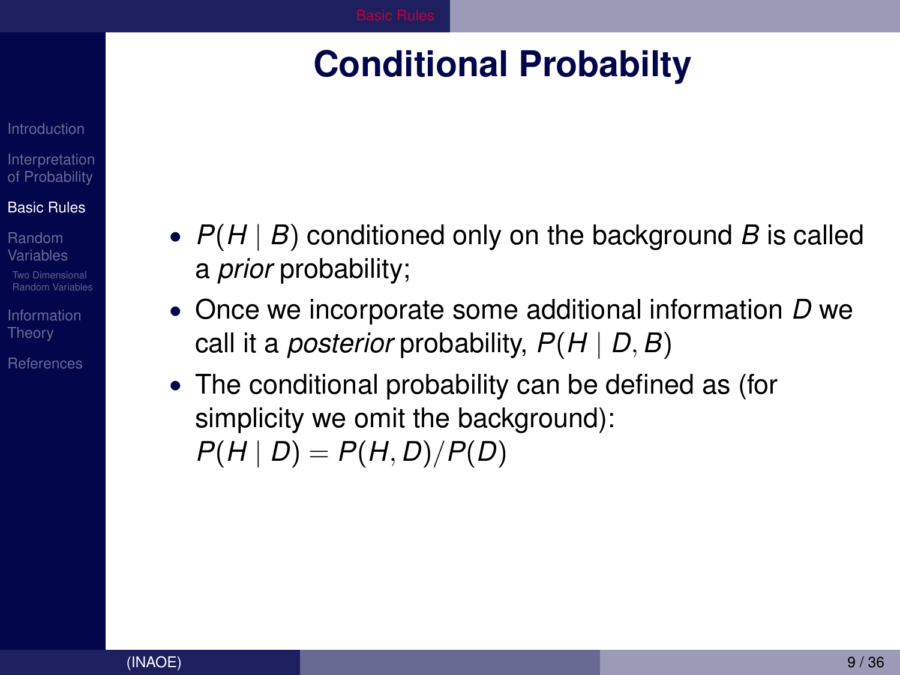# Conditional Probabilty

- $P(H \mid B)$ conditioned only on the background $B$ is called a *prior* probability;
- Once we incorporate some additional information $D$ we call it a *posterior* probability, $P(H \mid D, B)$
- The conditional probability can be defined as (for simplicity we omit the background): $P(H \mid D) = P(H, D)/P(D)$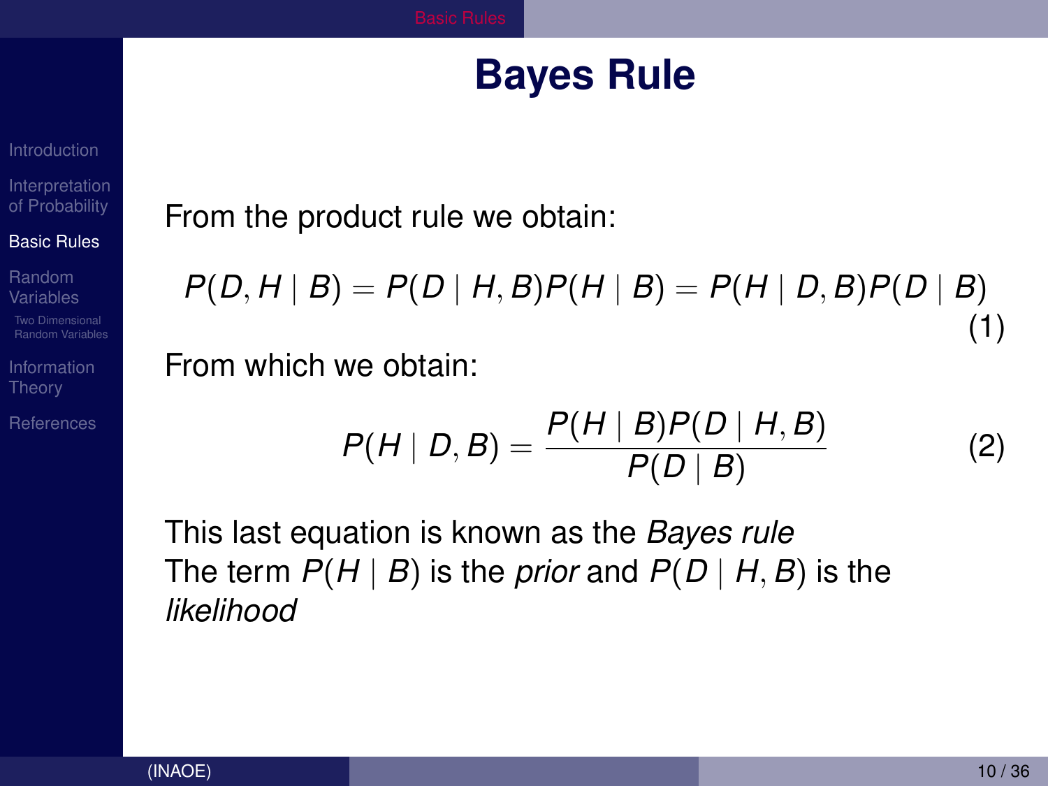# Bayes Rule

From the product rule we obtain:

$$P(D, H \mid B) = P(D \mid H, B)P(H \mid B) = P(H \mid D, B)P(D \mid B) \tag{1}$$

From which we obtain:

$$P(H \mid D, B) = \frac{P(H \mid B)P(D \mid H, B)}{P(D \mid B)} \tag{2}$$

This last equation is known as the *Bayes rule*
The term $P(H \mid B)$ is the *prior* and $P(D \mid H, B)$ is the *likelihood*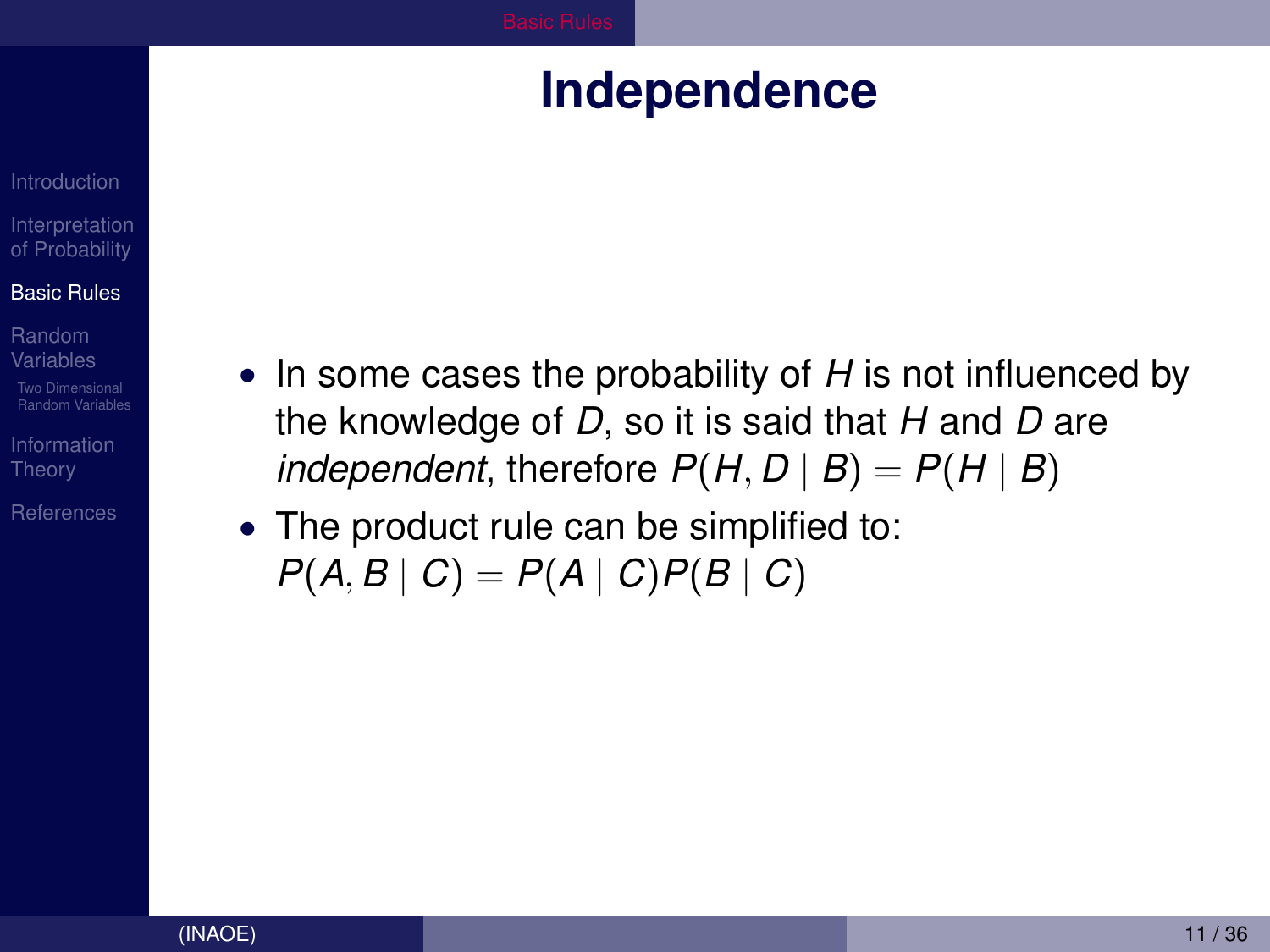# Independence

- In some cases the probability of $H$ is not influenced by the knowledge of $D$, so it is said that $H$ and $D$ are *independent*, therefore $P(H, D \mid B) = P(H \mid B)$
- The product rule can be simplified to: $P(A, B \mid C) = P(A \mid C)P(B \mid C)$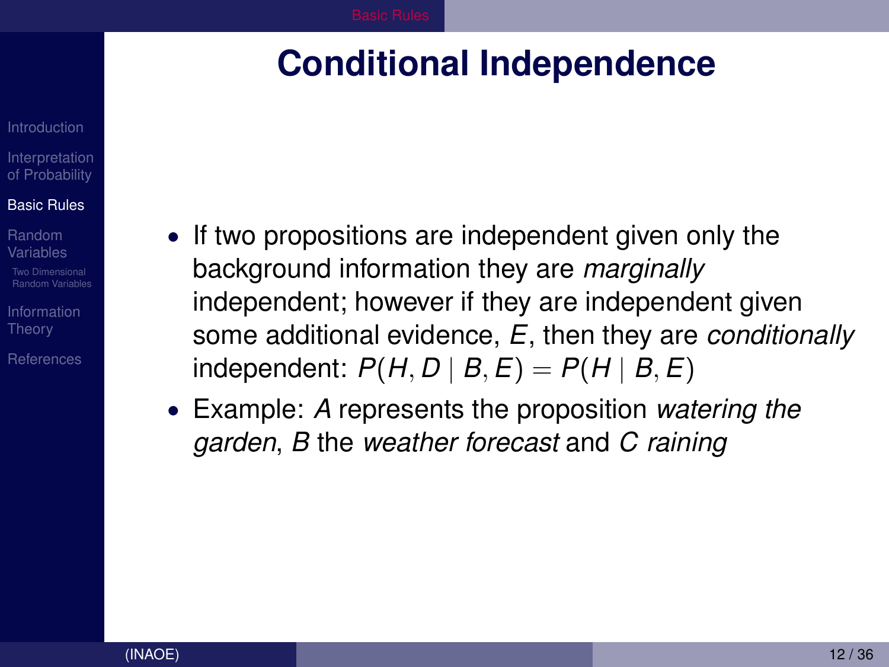# Conditional Independence

- If two propositions are independent given only the background information they are *marginally* independent; however if they are independent given some additional evidence, $E$, then they are *conditionally* independent: $P(H, D \mid B, E) = P(H \mid B, E)$
- Example: $A$ represents the proposition *watering the garden*, $B$ the *weather forecast* and $C$ *raining*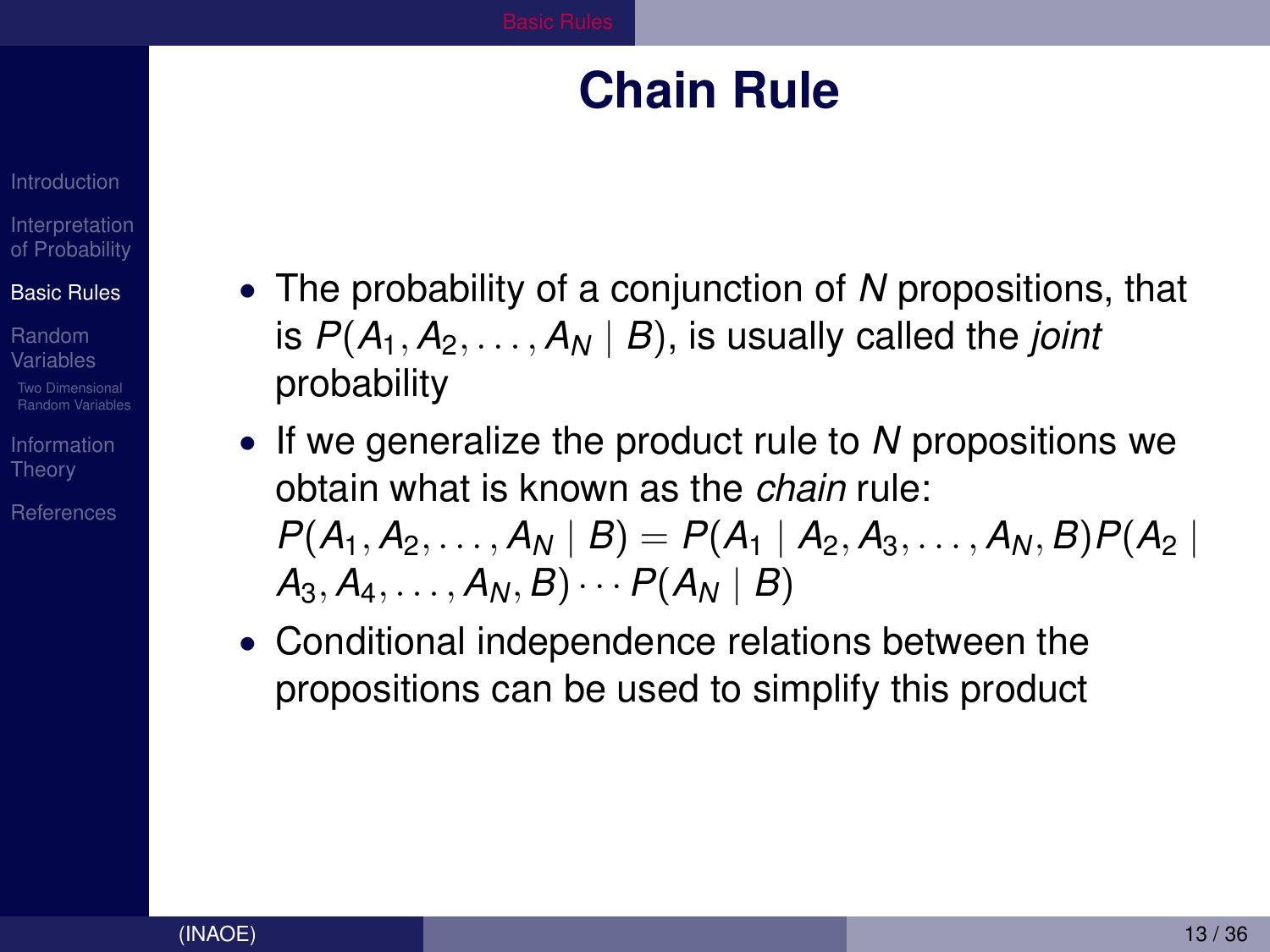# Chain Rule

- The probability of a conjunction of $N$ propositions, that is $P(A_1, A_2, \ldots, A_N \mid B)$, is usually called the *joint* probability
- If we generalize the product rule to $N$ propositions we obtain what is known as the *chain* rule: $P(A_1, A_2, \ldots, A_N \mid B) = P(A_1 \mid A_2, A_3, \ldots, A_N, B) P(A_2 \mid A_3, A_4, \ldots, A_N, B) \cdots P(A_N \mid B)$
- Conditional independence relations between the propositions can be used to simplify this product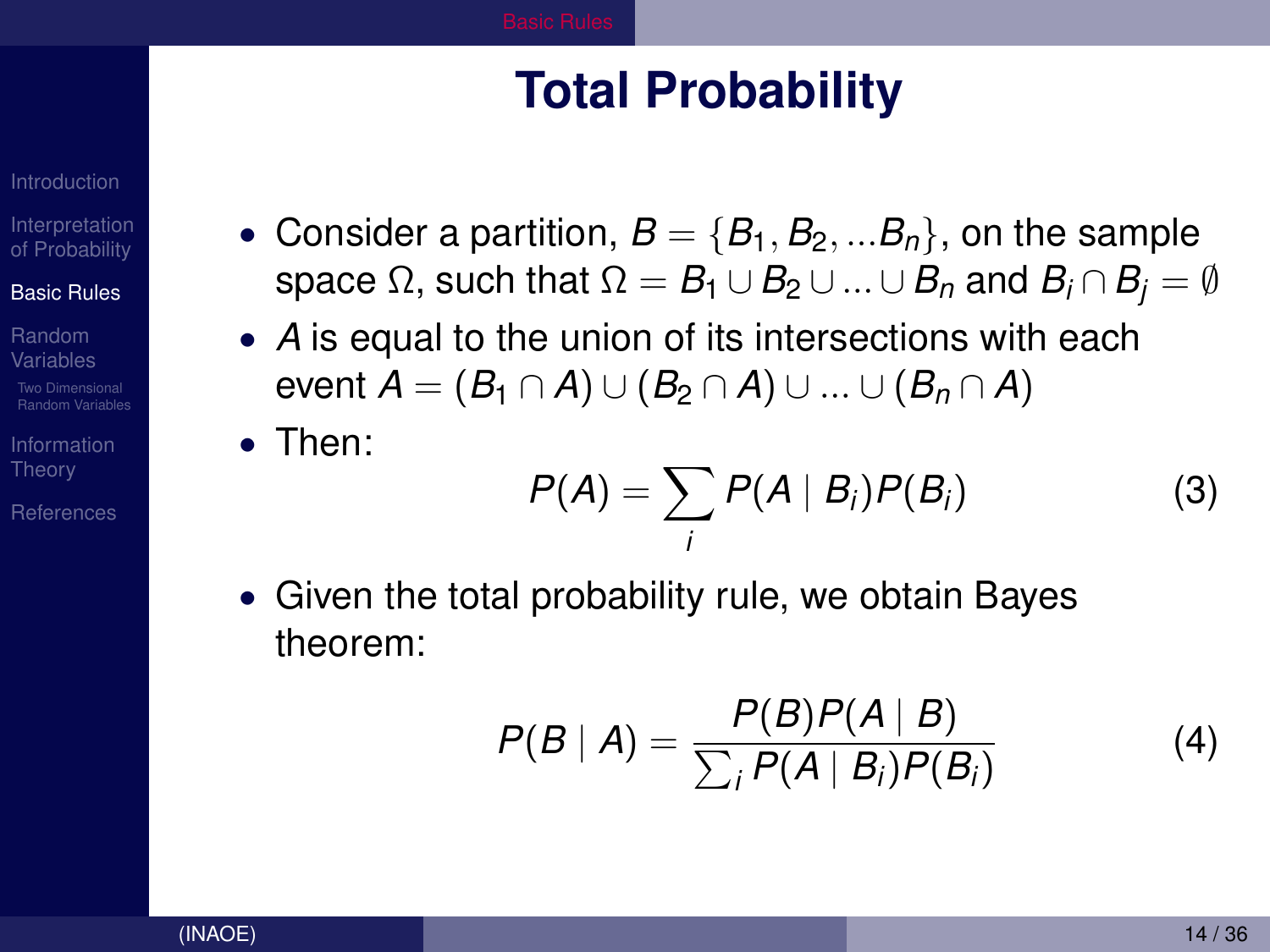# Total Probability

- Consider a partition, $B = \{B_1, B_2, ...B_n\}$, on the sample space $\Omega$, such that $\Omega = B_1 \cup B_2 \cup ... \cup B_n$ and $B_i \cap B_j = \emptyset$
- $A$ is equal to the union of its intersections with each event $A = (B_1 \cap A) \cup (B_2 \cap A) \cup ... \cup (B_n \cap A)$
- Then:

$$P(A) = \sum_i P(A \mid B_i) P(B_i) \tag{3}$$

- Given the total probability rule, we obtain Bayes theorem:

$$P(B \mid A) = \frac{P(B) P(A \mid B)}{\sum_i P(A \mid B_i) P(B_i)} \tag{4}$$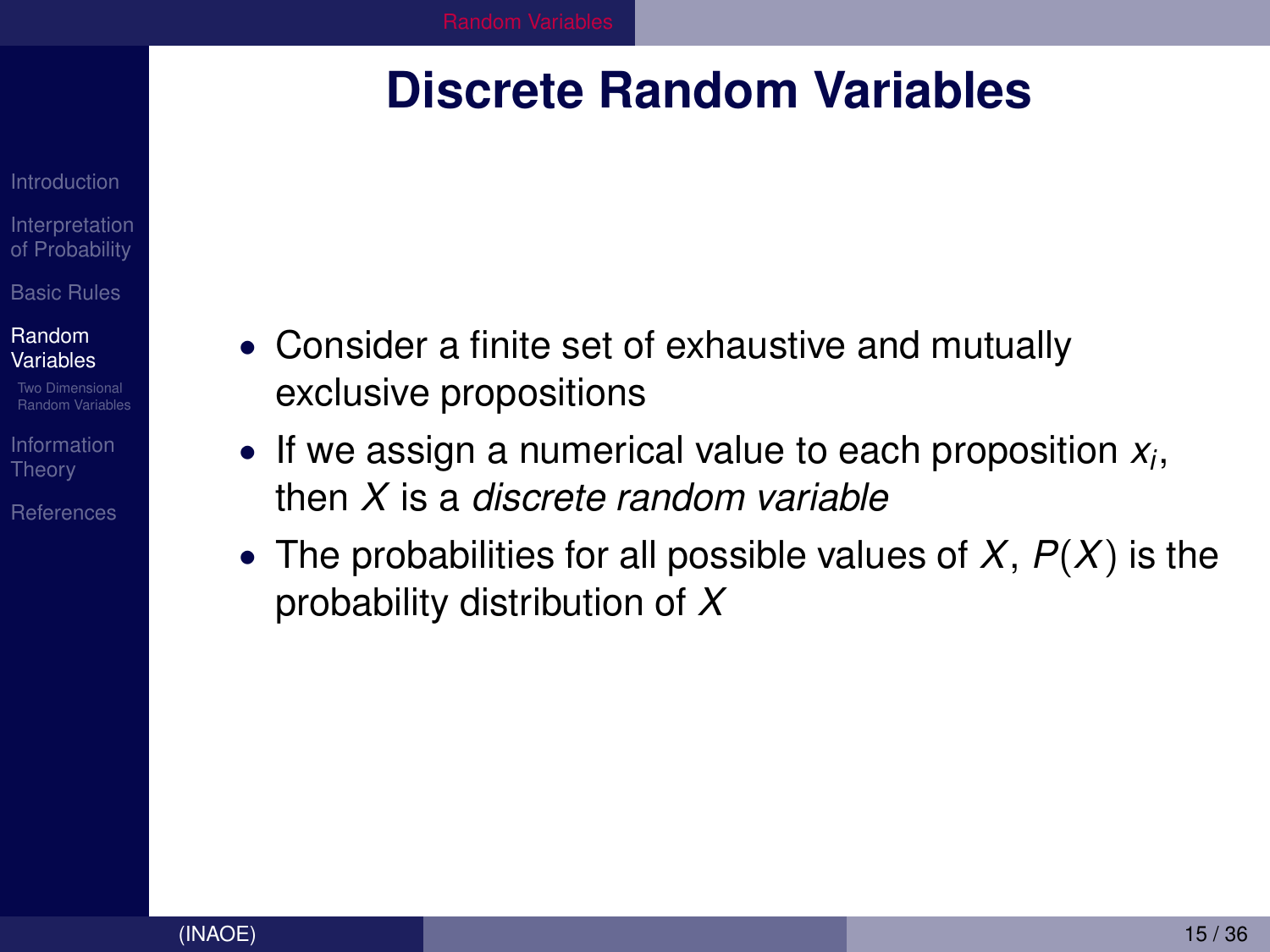# Discrete Random Variables

- Consider a finite set of exhaustive and mutually exclusive propositions
- If we assign a numerical value to each proposition $x_i$, then $X$ is a *discrete random variable*
- The probabilities for all possible values of $X$, $P(X)$ is the probability distribution of $X$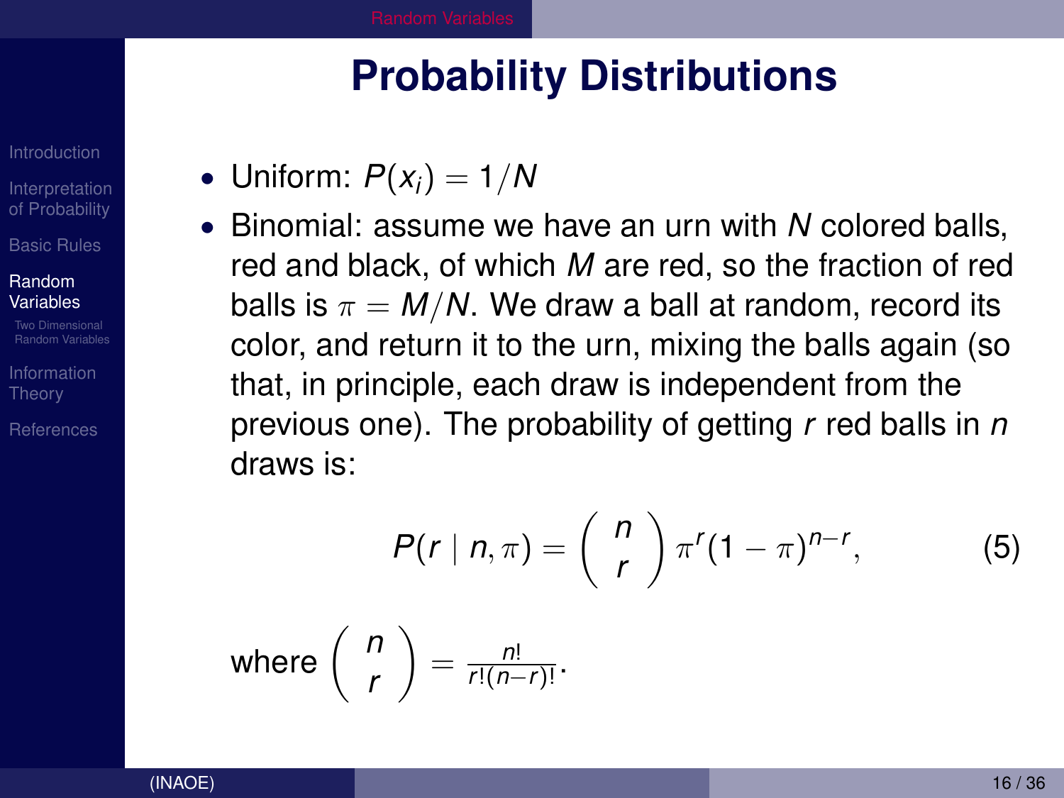# Probability Distributions

- Uniform: $P(x_i) = 1/N$
- Binomial: assume we have an urn with $N$ colored balls, red and black, of which $M$ are red, so the fraction of red balls is $\pi = M/N$. We draw a ball at random, record its color, and return it to the urn, mixing the balls again (so that, in principle, each draw is independent from the previous one). The probability of getting $r$ red balls in $n$ draws is:

$$P(r \mid n, \pi) = \left( \begin{array}{c} n \\ r \end{array} \right) \pi^r (1 - \pi)^{n-r}, \quad (5)$$

where $\left( \begin{array}{c} n \\ r \end{array} \right) = \frac{n!}{r!(n-r)!}$.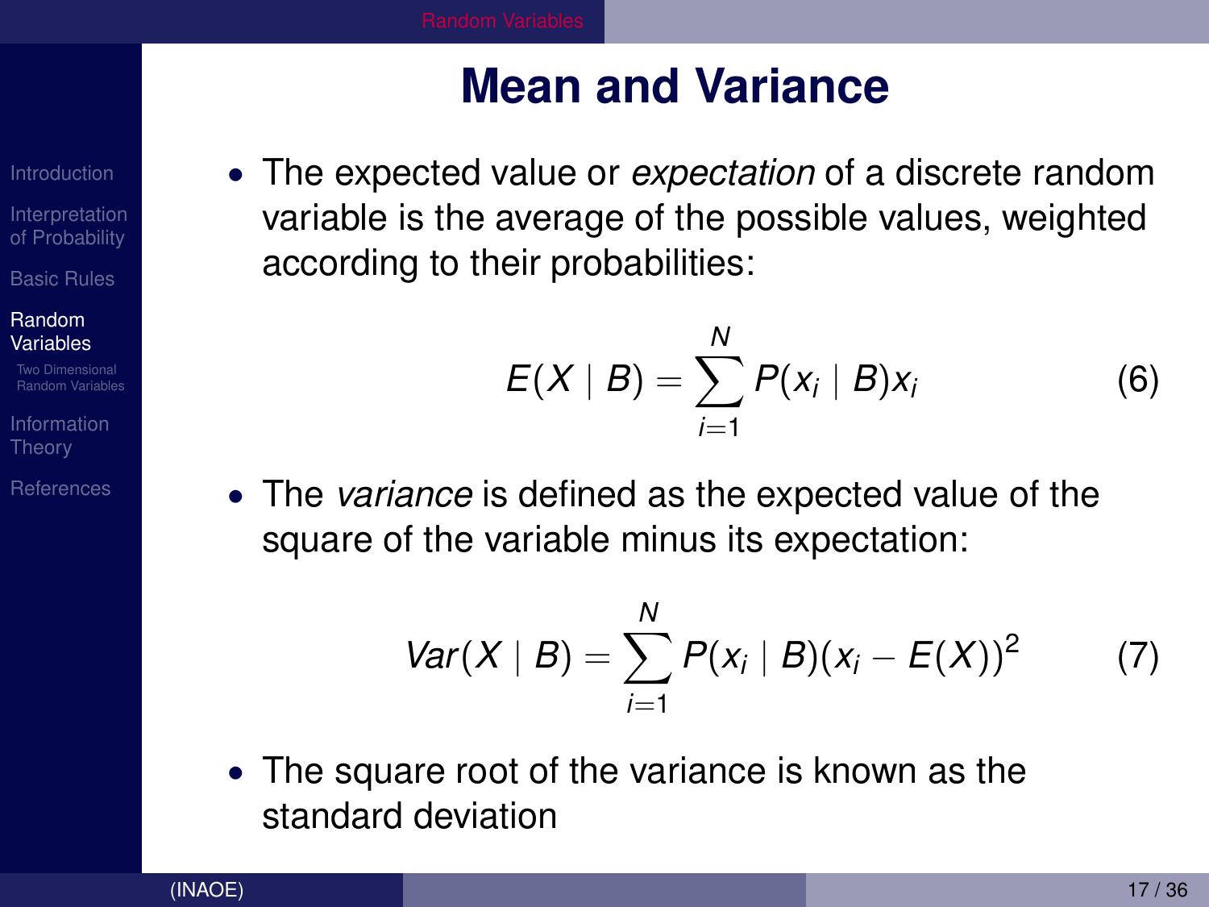# Mean and Variance

- The expected value or *expectation* of a discrete random variable is the average of the possible values, weighted according to their probabilities:

$$E(X \mid B) = \sum_{i=1}^{N} P(x_i \mid B) x_i \tag{6}$$

- The *variance* is defined as the expected value of the square of the variable minus its expectation:

$$Var(X \mid B) = \sum_{i=1}^{N} P(x_i \mid B)(x_i - E(X))^2 \tag{7}$$

- The square root of the variance is known as the standard deviation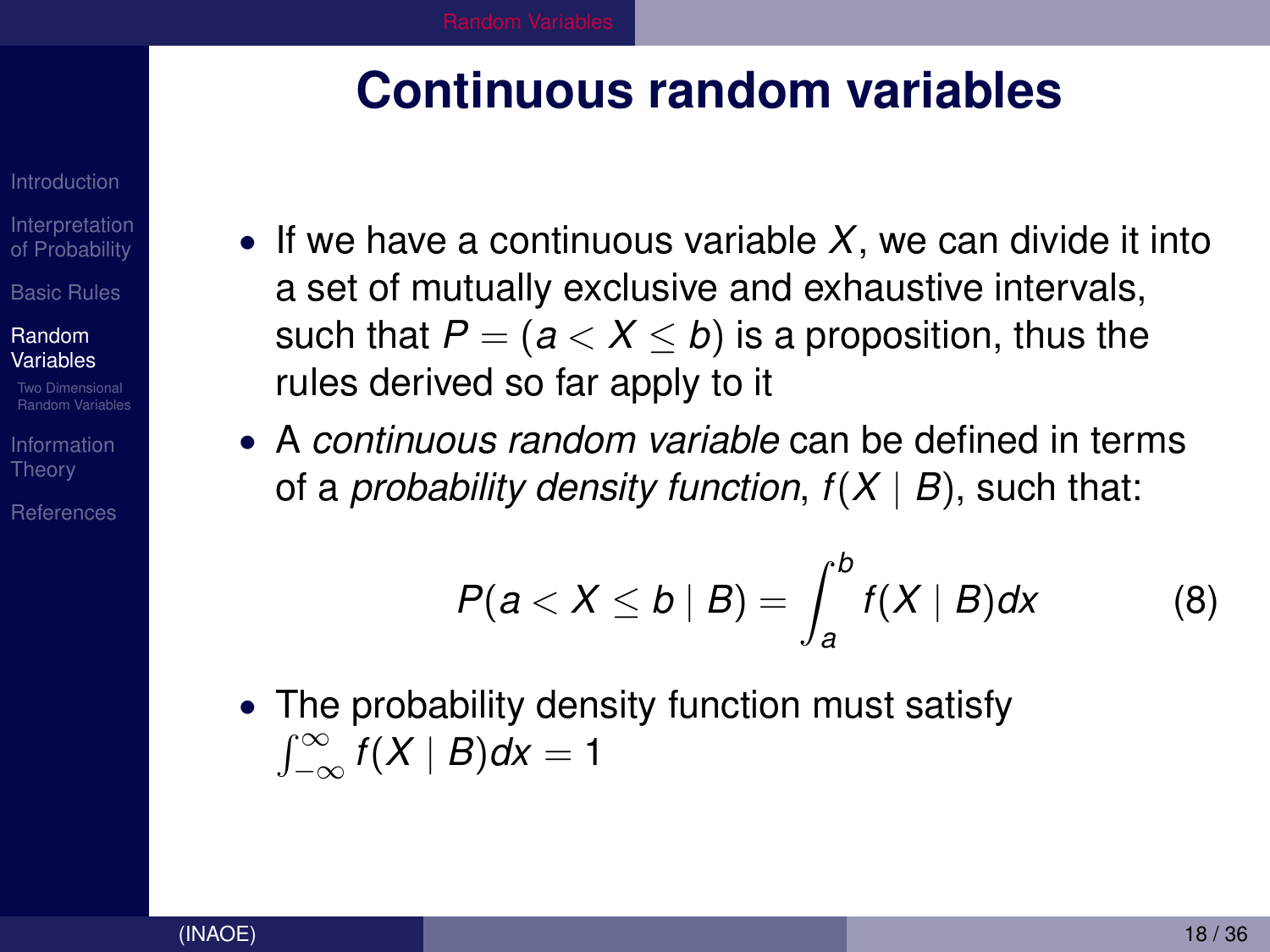# Continuous random variables

- If we have a continuous variable $X$, we can divide it into a set of mutually exclusive and exhaustive intervals, such that $P = (a < X \leq b)$ is a proposition, thus the rules derived so far apply to it
- A *continuous random variable* can be defined in terms of a *probability density function*, $f(X \mid B)$, such that:

$$P(a < X \leq b \mid B) = \int_{a}^{b} f(X \mid B) dx \tag{8}$$

- The probability density function must satisfy $\int_{-\infty}^{\infty} f(X \mid B) dx = 1$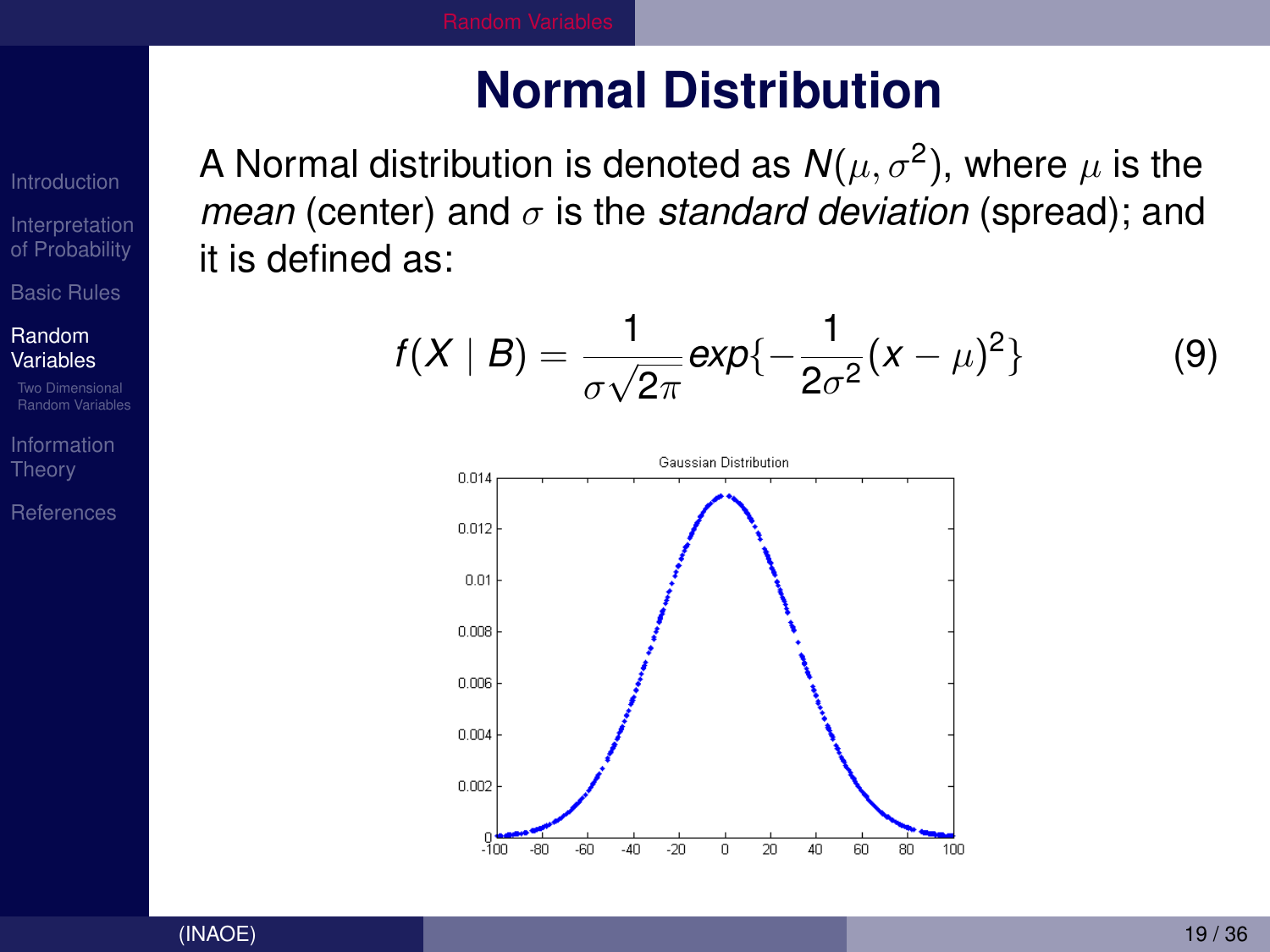# Normal Distribution

A Normal distribution is denoted as $N(\mu, \sigma^2)$, where $\mu$ is the *mean* (center) and $\sigma$ is the *standard deviation* (spread); and it is defined as:

$$f(X \mid B) = \frac{1}{\sigma\sqrt{2\pi}} exp\{-\frac{1}{2\sigma^2}(x-\mu)^2\} \quad (9)$$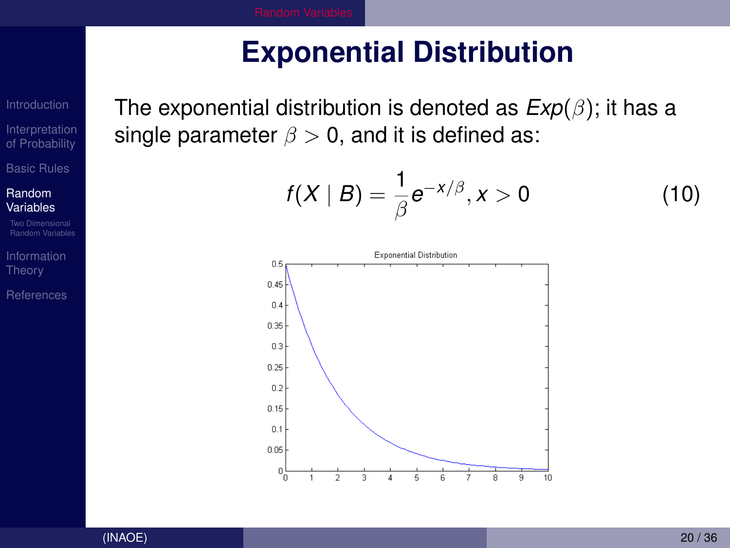# Exponential Distribution

The exponential distribution is denoted as $Exp(\beta)$; it has a single parameter $\beta > 0$, and it is defined as:

$$f(X \mid B) = \frac{1}{\beta} e^{-x/\beta}, x > 0 \tag{10}$$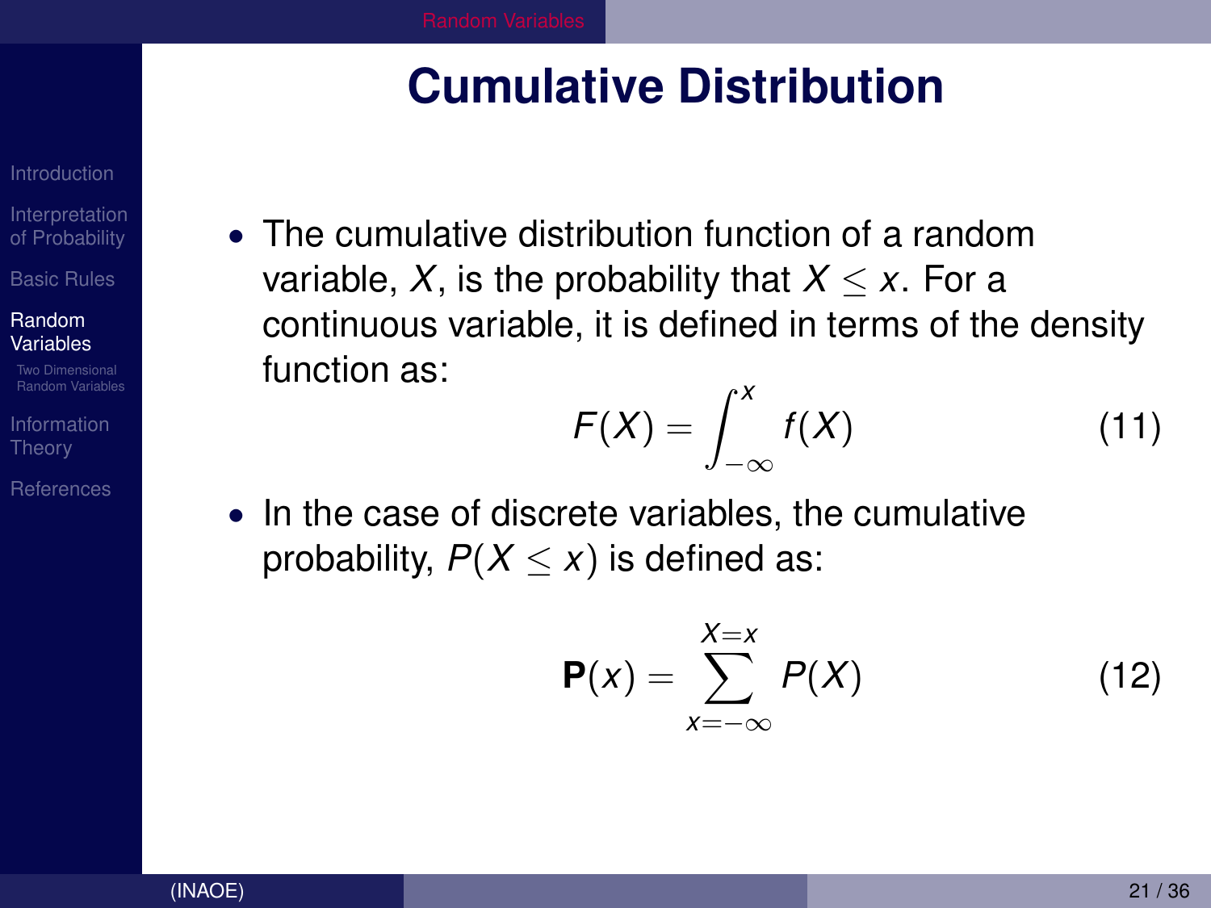# Cumulative Distribution

- The cumulative distribution function of a random variable, $X$, is the probability that $X \leq x$. For a continuous variable, it is defined in terms of the density function as:

$$F(X) = \int_{-\infty}^{x} f(X) \tag{11}$$

- In the case of discrete variables, the cumulative probability, $P(X \leq x)$ is defined as:

$$\mathbf{P}(x) = \sum_{x=-\infty}^{X=x} P(X) \tag{12}$$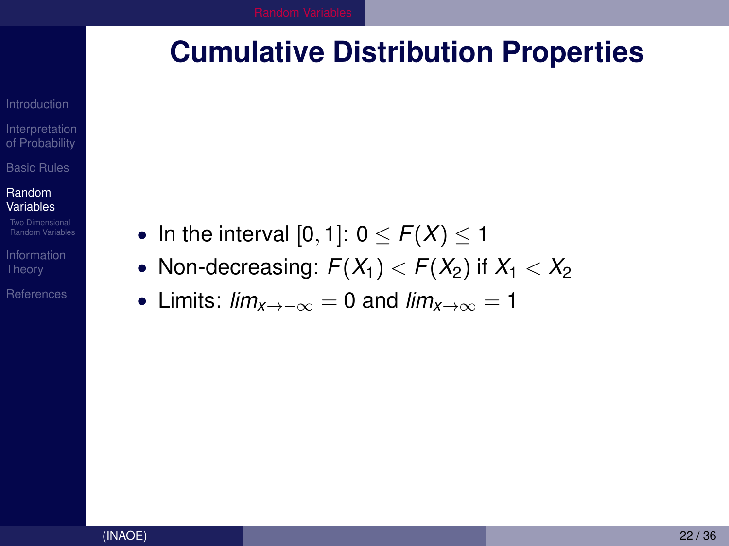# Cumulative Distribution Properties

- In the interval $[0, 1]$: $0 \leq F(X) \leq 1$
- Non-decreasing: $F(X_1) < F(X_2)$ if $X_1 < X_2$
- Limits: $lim_{x \to -\infty} = 0$ and $lim_{x \to \infty} = 1$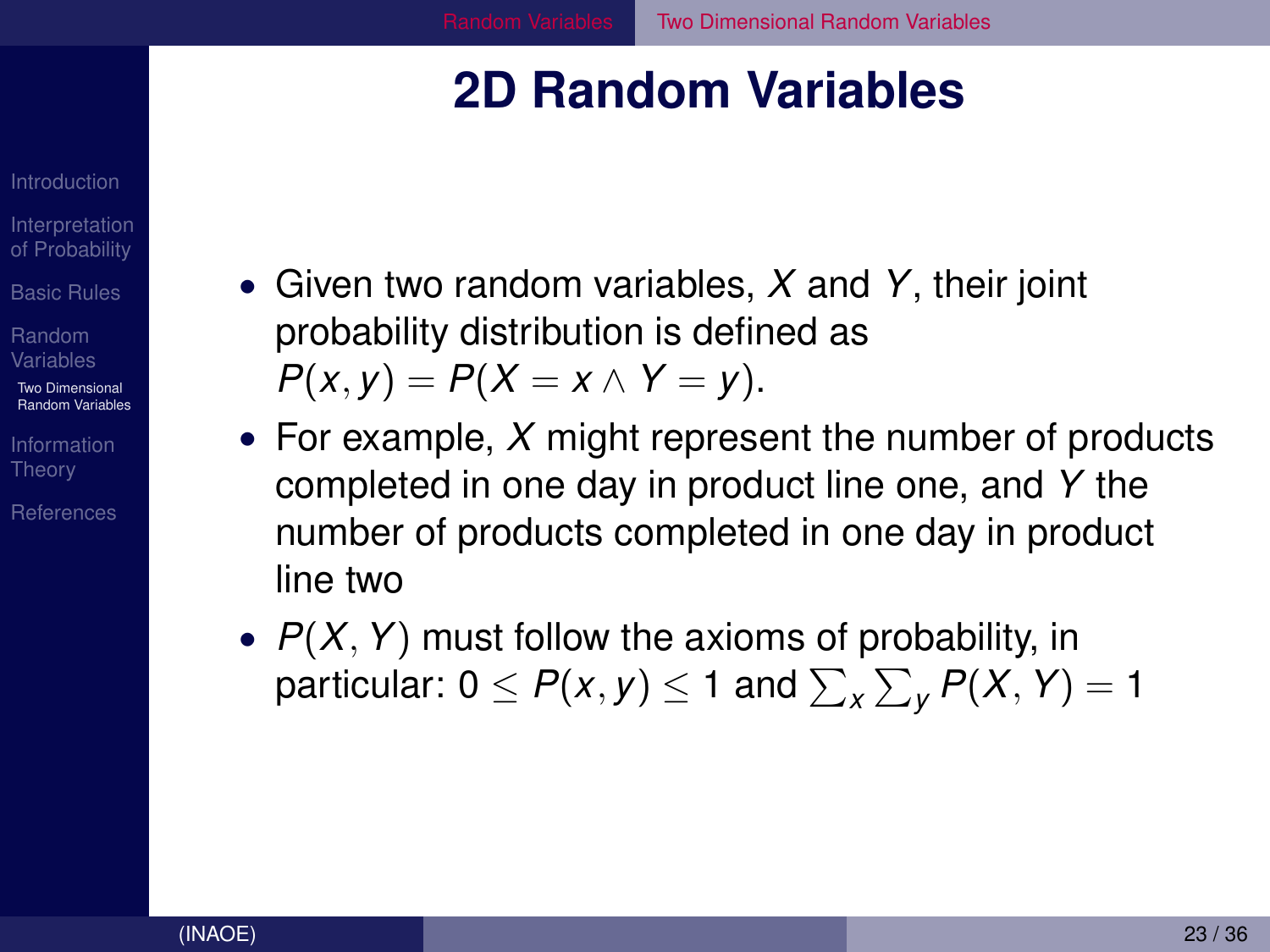# 2D Random Variables

- Given two random variables, $X$ and $Y$, their joint probability distribution is defined as $P(x, y) = P(X = x \wedge Y = y)$.
- For example, $X$ might represent the number of products completed in one day in product line one, and $Y$ the number of products completed in one day in product line two
- $P(X, Y)$ must follow the axioms of probability, in particular: $0 \leq P(x, y) \leq 1$ and $\sum_x \sum_y P(X, Y) = 1$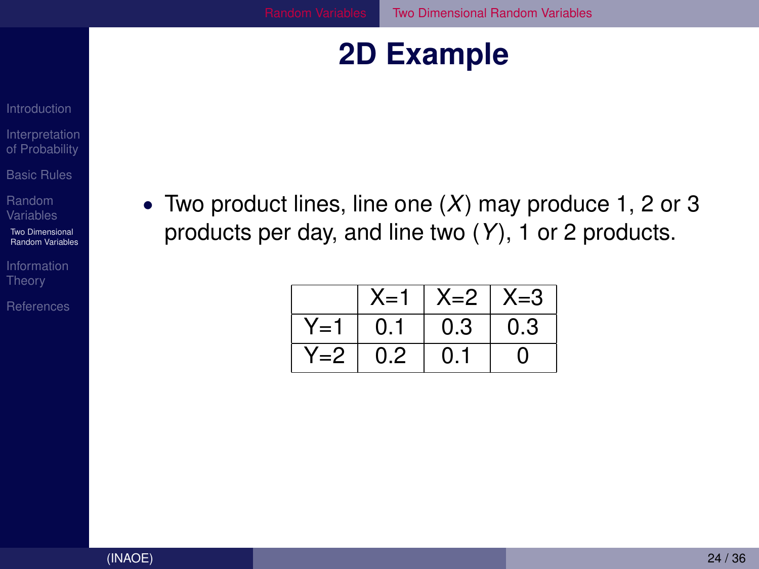# 2D Example

- Two product lines, line one ($X$) may produce 1, 2 or 3 products per day, and line two ($Y$), 1 or 2 products.

| | X=1 | X=2 | X=3 |
|---|---|---|---|
| Y=1 | 0.1 | 0.3 | 0.3 |
| Y=2 | 0.2 | 0.1 | 0 |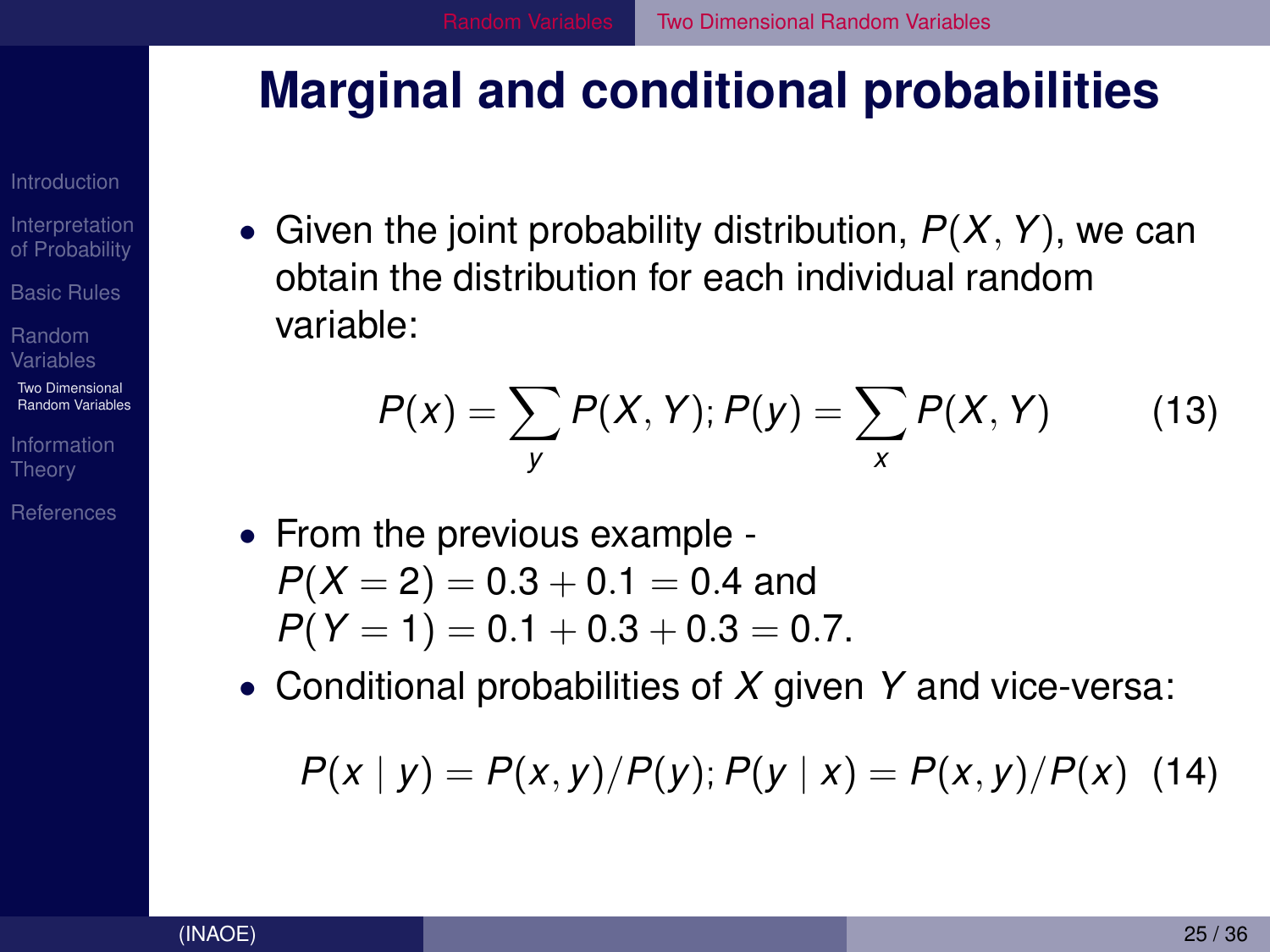# Marginal and conditional probabilities

- Given the joint probability distribution, $P(X, Y)$, we can obtain the distribution for each individual random variable:

$$P(x) = \sum_y P(X, Y); P(y) = \sum_x P(X, Y) \tag{13}$$

- From the previous example - $P(X = 2) = 0.3 + 0.1 = 0.4$ and $P(Y = 1) = 0.1 + 0.3 + 0.3 = 0.7$.
- Conditional probabilities of $X$ given $Y$ and vice-versa:

$$P(x \mid y) = P(x, y)/P(y); P(y \mid x) = P(x, y)/P(x) \tag{14}$$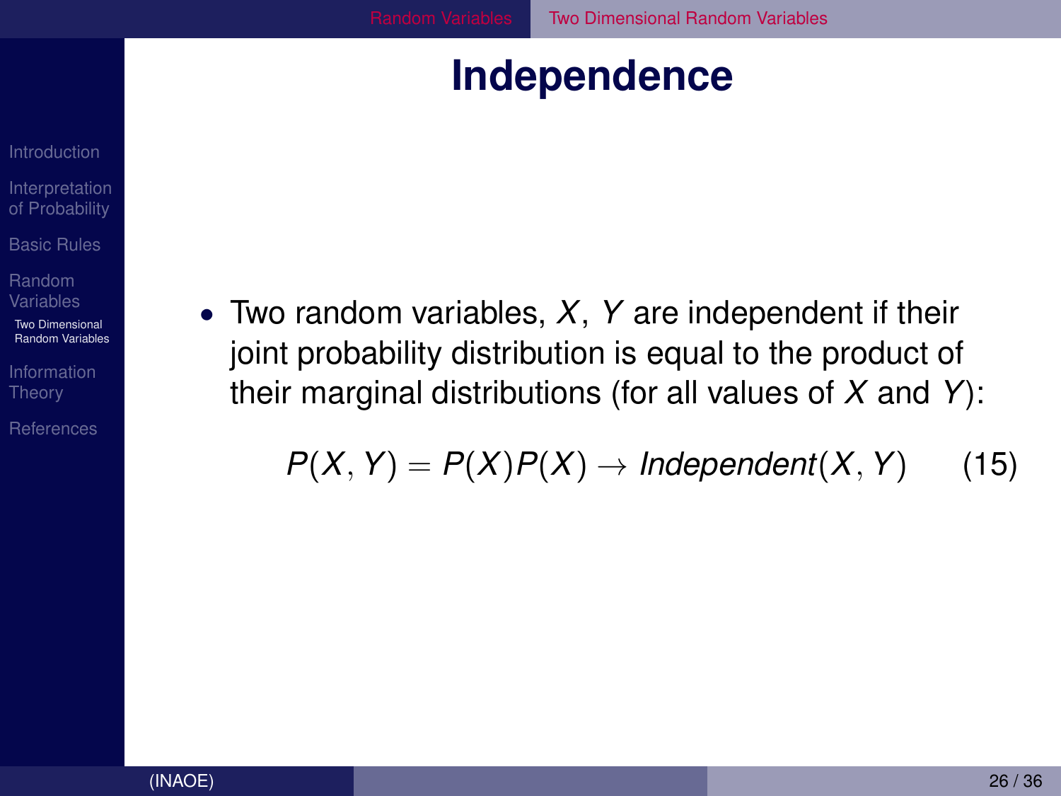# Independence

- Two random variables, $X$, $Y$ are independent if their joint probability distribution is equal to the product of their marginal distributions (for all values of $X$ and $Y$):

$$P(X, Y) = P(X)P(X) \rightarrow Independent(X, Y) \qquad (15)$$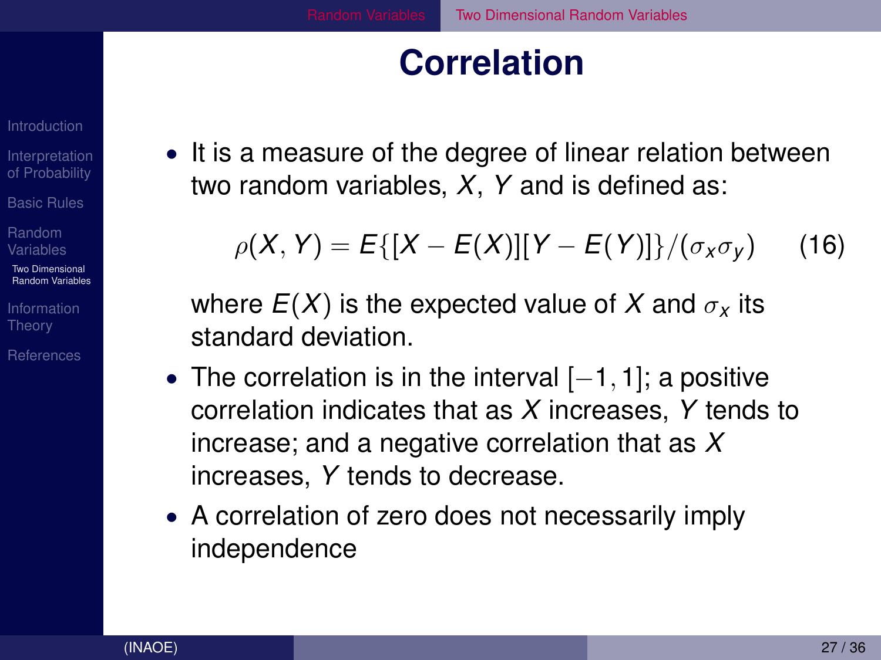# Correlation

- It is a measure of the degree of linear relation between two random variables, $X$, $Y$ and is defined as:

$$\rho(X, Y) = E\{[X - E(X)][Y - E(Y)]\}/(\sigma_x \sigma_y) \qquad (16)$$

  where $E(X)$ is the expected value of $X$ and $\sigma_x$ its standard deviation.

- The correlation is in the interval $[-1, 1]$; a positive correlation indicates that as $X$ increases, $Y$ tends to increase; and a negative correlation that as $X$ increases, $Y$ tends to decrease.
- A correlation of zero does not necessarily imply independence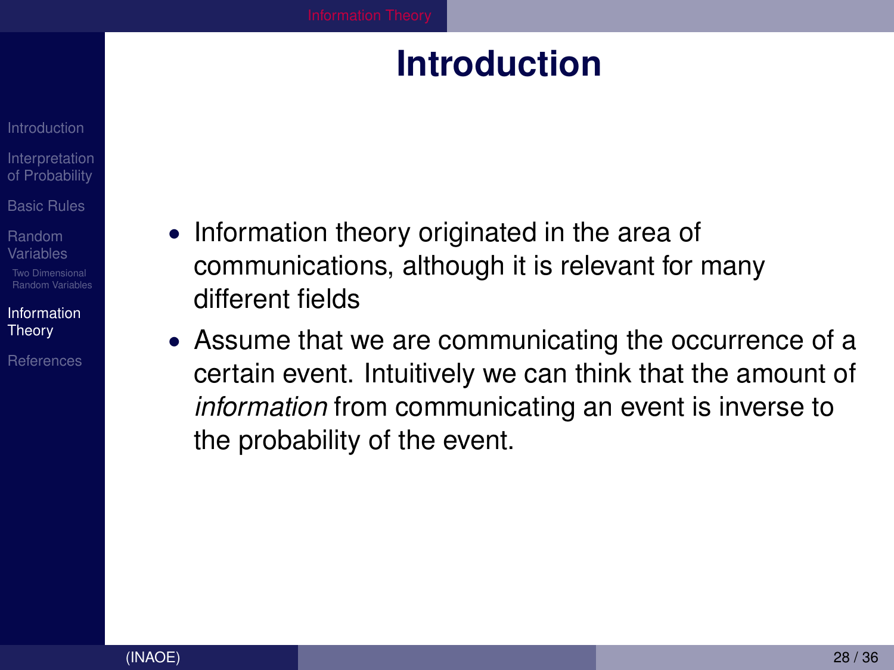# Introduction

- Information theory originated in the area of communications, although it is relevant for many different fields
- Assume that we are communicating the occurrence of a certain event. Intuitively we can think that the amount of *information* from communicating an event is inverse to the probability of the event.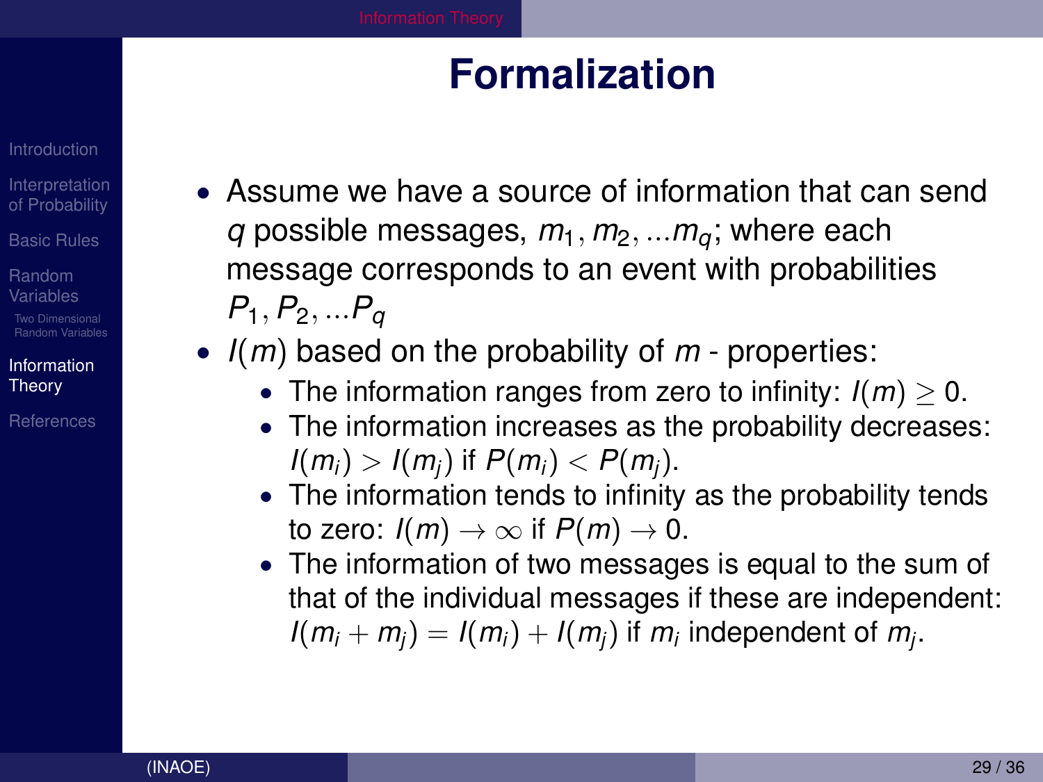# Formalization

- Assume we have a source of information that can send $q$ possible messages, $m_1, m_2, ...m_q$; where each message corresponds to an event with probabilities $P_1, P_2, ...P_q$
- $I(m)$ based on the probability of $m$ - properties:
  - The information ranges from zero to infinity: $I(m) \geq 0$.
  - The information increases as the probability decreases: $I(m_i) > I(m_j)$ if $P(m_i) < P(m_j)$.
  - The information tends to infinity as the probability tends to zero: $I(m) \to \infty$ if $P(m) \to 0$.
  - The information of two messages is equal to the sum of that of the individual messages if these are independent: $I(m_i + m_j) = I(m_i) + I(m_j)$ if $m_i$ independent of $m_j$.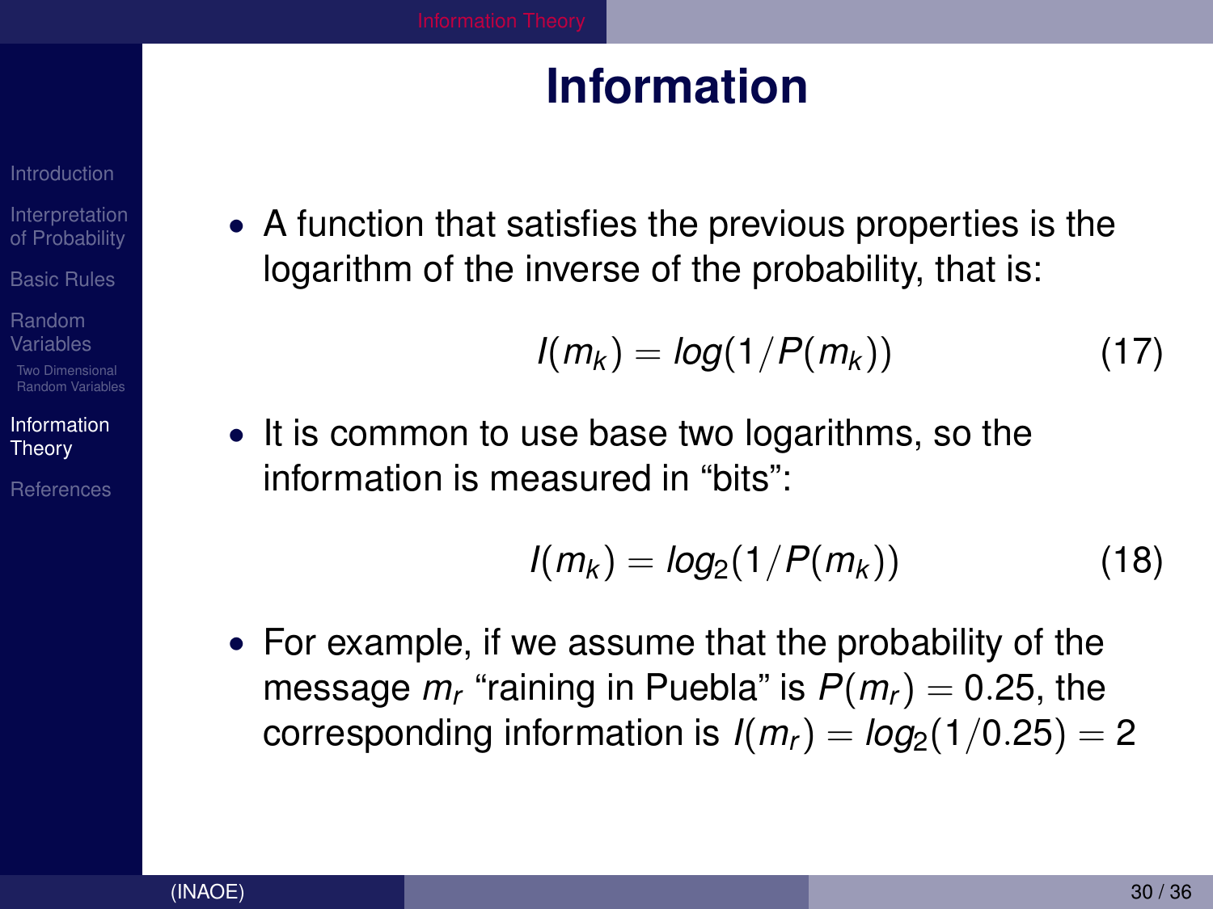# Information

- A function that satisfies the previous properties is the logarithm of the inverse of the probability, that is:

$$I(m_k) = log(1/P(m_k)) \tag{17}$$

- It is common to use base two logarithms, so the information is measured in "bits":

$$I(m_k) = log_2(1/P(m_k)) \tag{18}$$

- For example, if we assume that the probability of the message $m_r$ "raining in Puebla" is $P(m_r) = 0.25$, the corresponding information is $I(m_r) = log_2(1/0.25) = 2$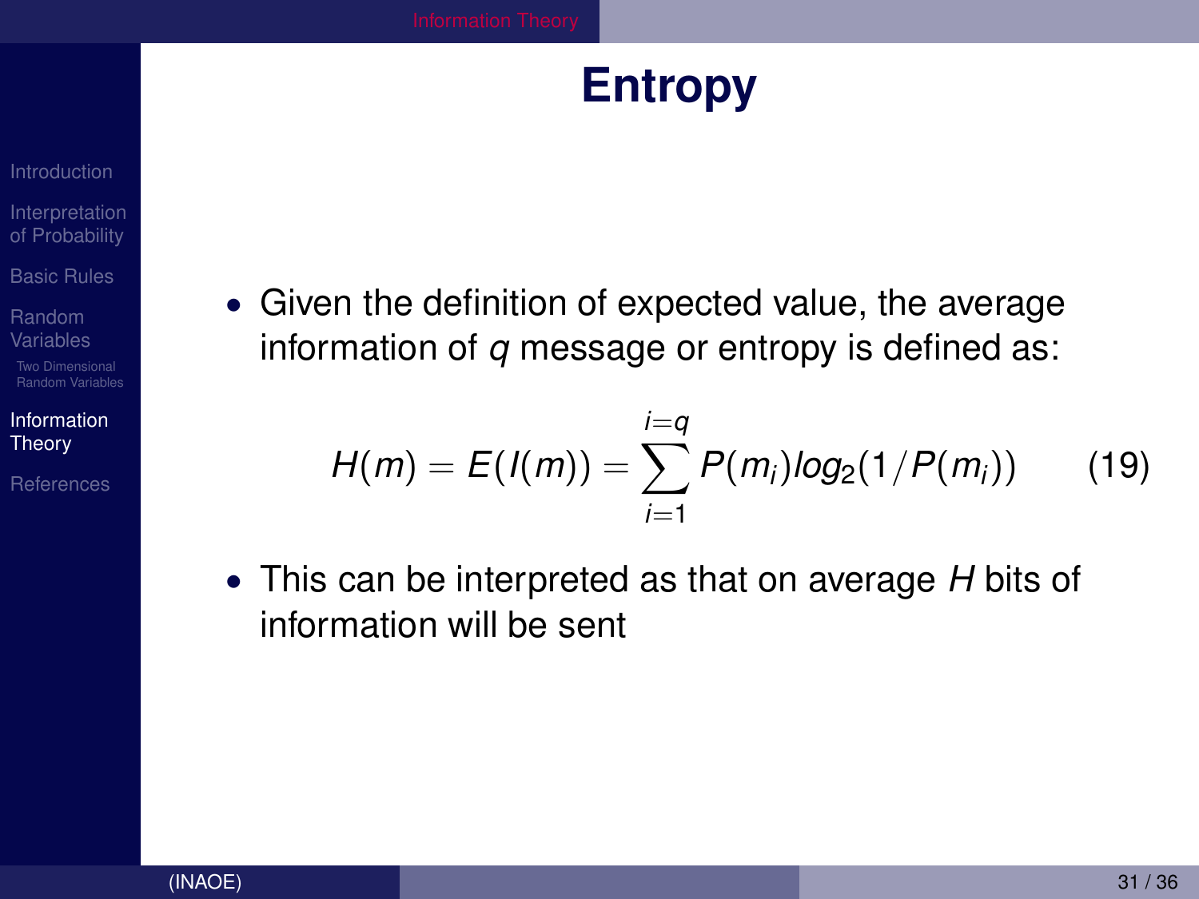# Entropy

- Given the definition of expected value, the average information of $q$ message or entropy is defined as:

$$H(m) = E(I(m)) = \sum_{i=1}^{i=q} P(m_i) log_2(1/P(m_i)) \qquad (19)$$

- This can be interpreted as that on average $H$ bits of information will be sent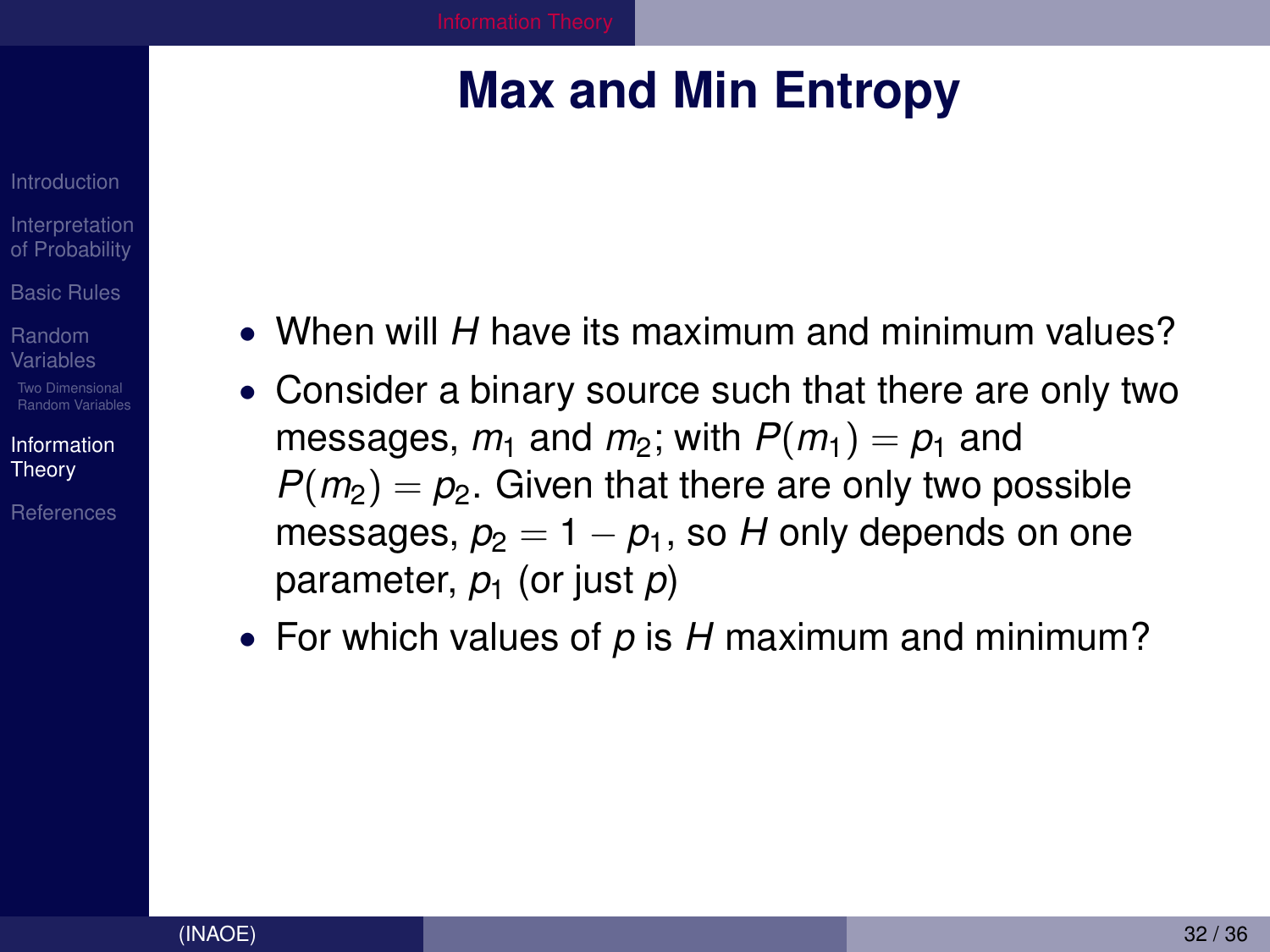# Max and Min Entropy

- When will $H$ have its maximum and minimum values?
- Consider a binary source such that there are only two messages, $m_1$ and $m_2$; with $P(m_1) = p_1$ and $P(m_2) = p_2$. Given that there are only two possible messages, $p_2 = 1 - p_1$, so $H$ only depends on one parameter, $p_1$ (or just $p$)
- For which values of $p$ is $H$ maximum and minimum?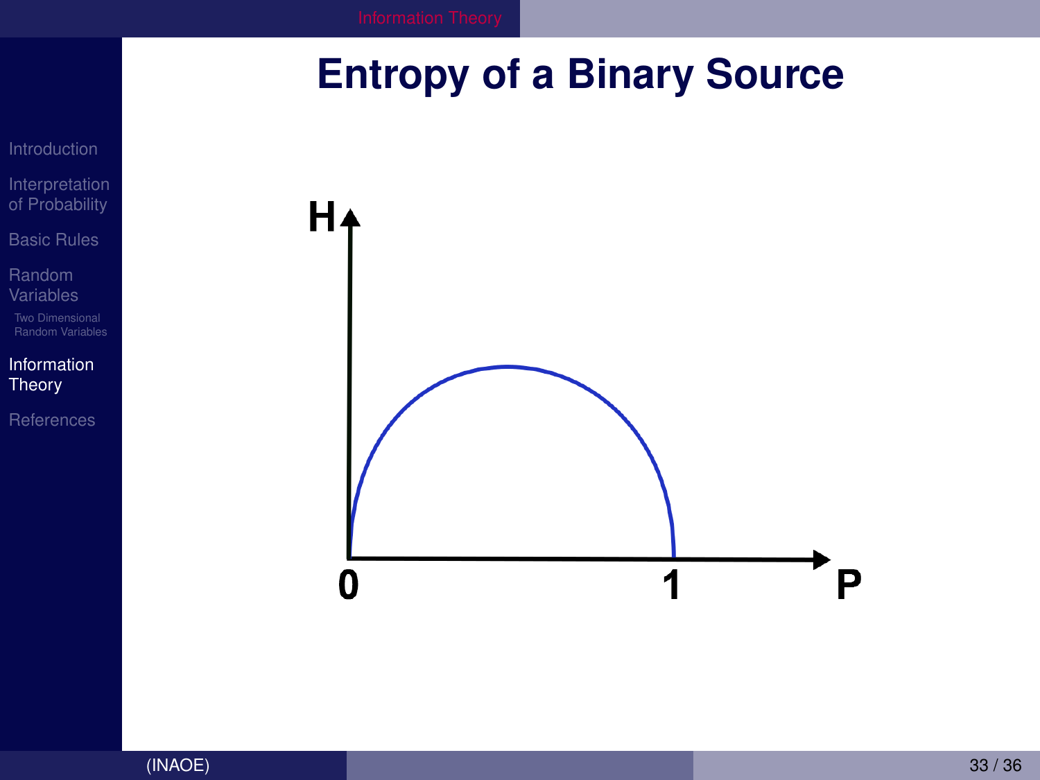# Entropy of a Binary Source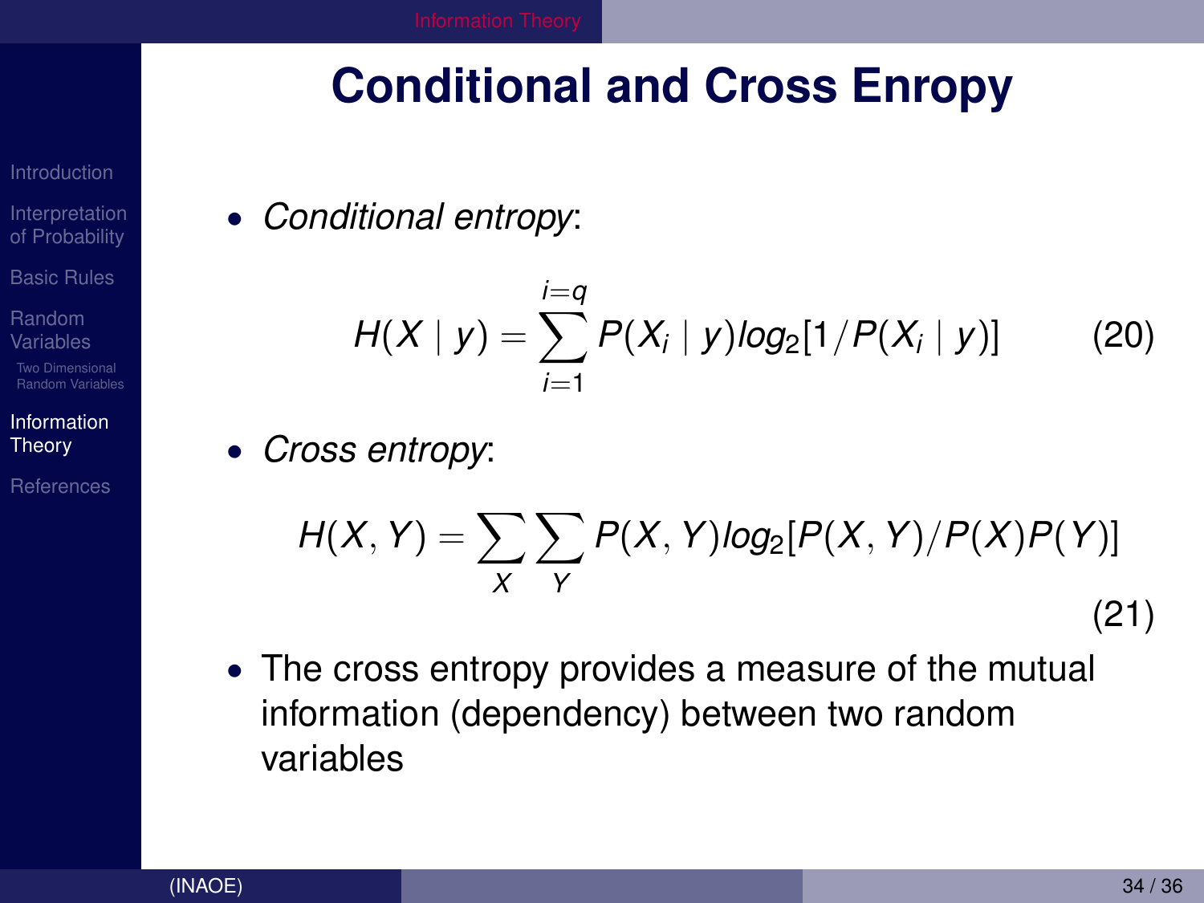# Conditional and Cross Enropy

- *Conditional entropy*:

$$H(X \mid y) = \sum_{i=1}^{i=q} P(X_i \mid y) log_2[1/P(X_i \mid y)] \tag{20}$$

- *Cross entropy*:

$$H(X, Y) = \sum_{X} \sum_{Y} P(X, Y) log_2[P(X, Y)/P(X)P(Y)] \tag{21}$$

- The cross entropy provides a measure of the mutual information (dependency) between two random variables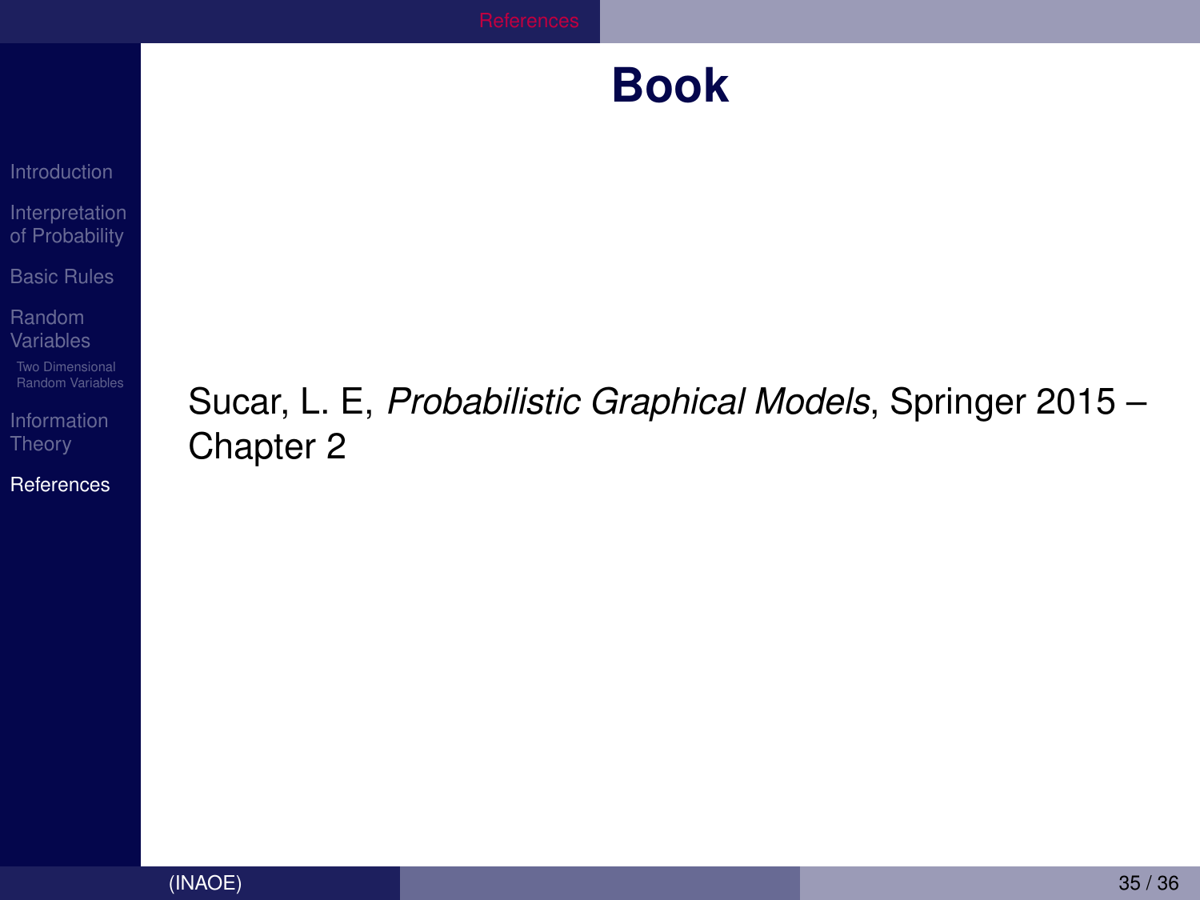# Book

Sucar, L. E, *Probabilistic Graphical Models*, Springer 2015 – Chapter 2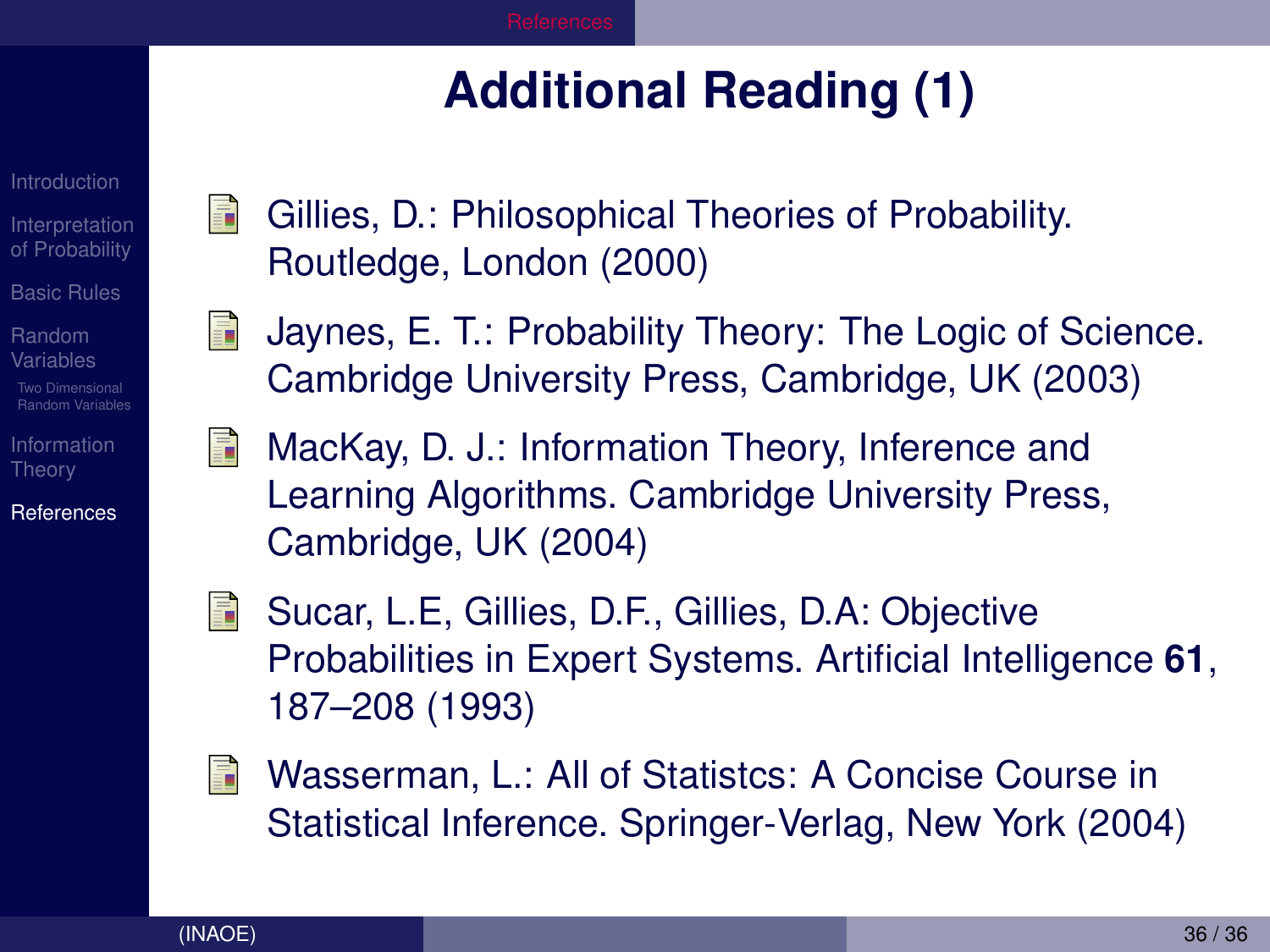# Additional Reading (1)

- Gillies, D.: Philosophical Theories of Probability. Routledge, London (2000)
- Jaynes, E. T.: Probability Theory: The Logic of Science. Cambridge University Press, Cambridge, UK (2003)
- MacKay, D. J.: Information Theory, Inference and Learning Algorithms. Cambridge University Press, Cambridge, UK (2004)
- Sucar, L.E, Gillies, D.F., Gillies, D.A: Objective Probabilities in Expert Systems. Artificial Intelligence **61**, 187–208 (1993)
- Wasserman, L.: All of Statistcs: A Concise Course in Statistical Inference. Springer-Verlag, New York (2004)